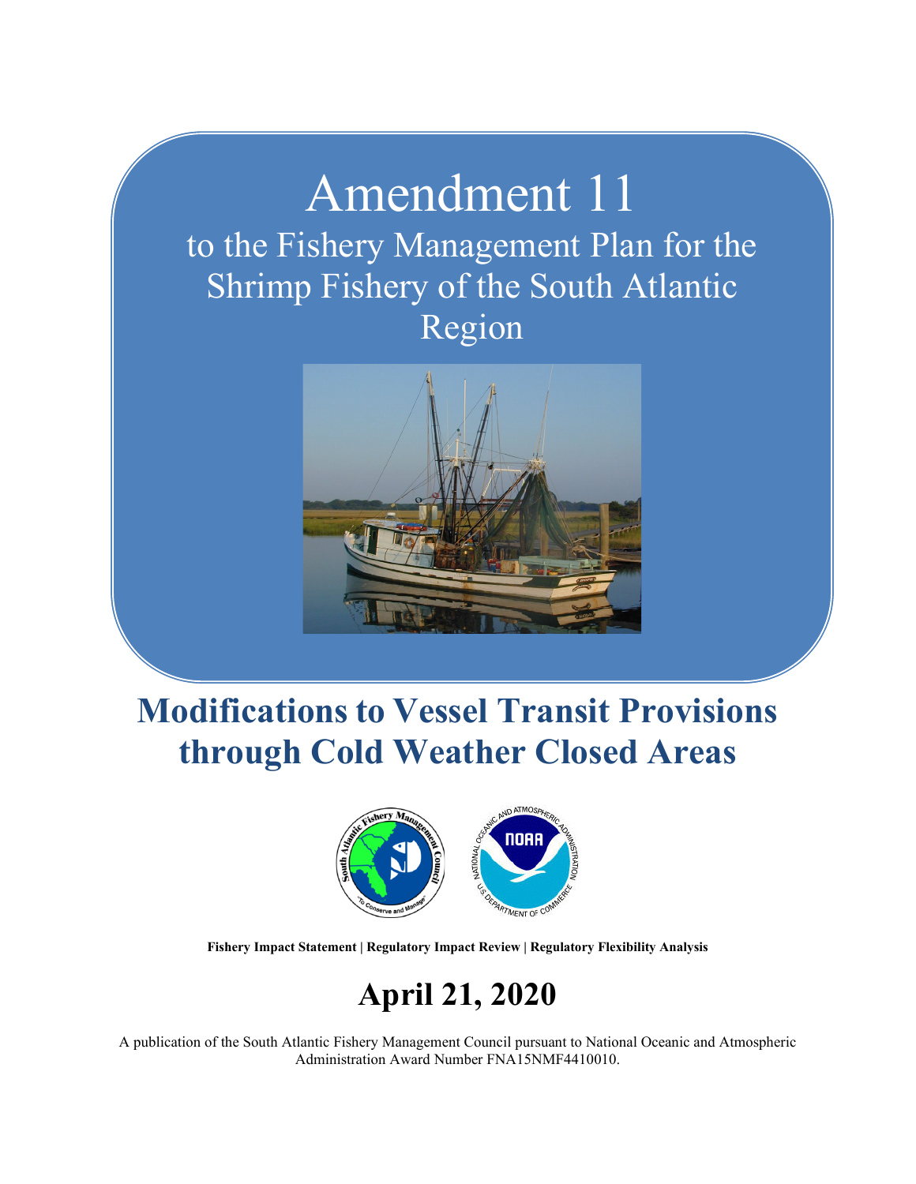# Amendment 11

## to the Fishery Management Plan for the Shrimp Fishery of the South Atlantic Region

# Modifications to Vessel Transit Provisions through Cold Weather Closed Areas

**Fishery Impact Statement | Regulatory Impact Review | Regulatory Flexibility Analysis**

## April 21, 2020

A publication of the South Atlantic Fishery Management Council pursuant to National Oceanic and Atmospheric Administration Award Number FNA15NMF4410010.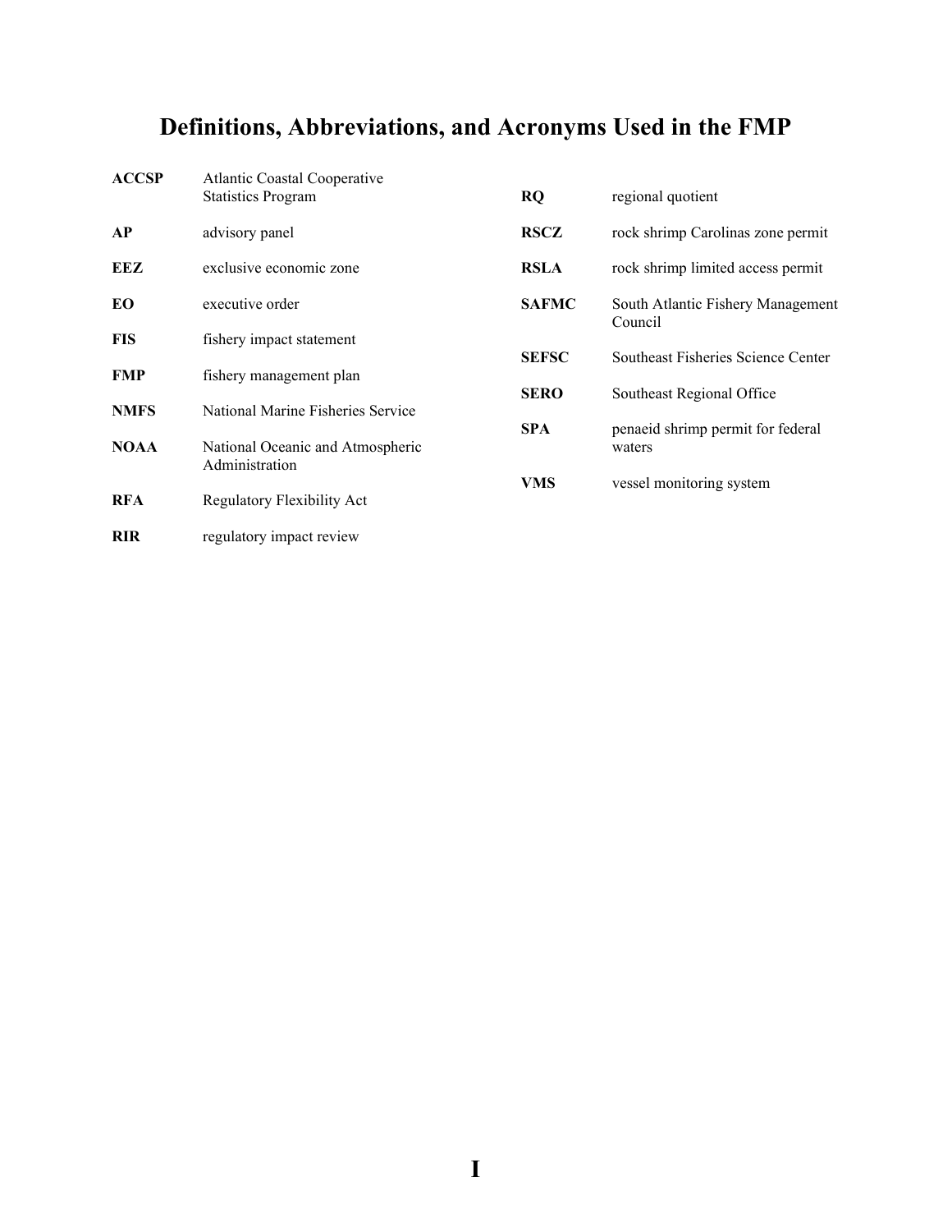# Definitions, Abbreviations, and Acronyms Used in the FMP

| | |
|---|---|
| **ACCSP** | Atlantic Coastal Cooperative Statistics Program |
| **AP** | advisory panel |
| **EEZ** | exclusive economic zone |
| **EO** | executive order |
| **FIS** | fishery impact statement |
| **FMP** | fishery management plan |
| **NMFS** | National Marine Fisheries Service |
| **NOAA** | National Oceanic and Atmospheric Administration |
| **RFA** | Regulatory Flexibility Act |
| **RIR** | regulatory impact review |
| **RQ** | regional quotient |
| **RSCZ** | rock shrimp Carolinas zone permit |
| **RSLA** | rock shrimp limited access permit |
| **SAFMC** | South Atlantic Fishery Management Council |
| **SEFSC** | Southeast Fisheries Science Center |
| **SERO** | Southeast Regional Office |
| **SPA** | penaeid shrimp permit for federal waters |
| **VMS** | vessel monitoring system |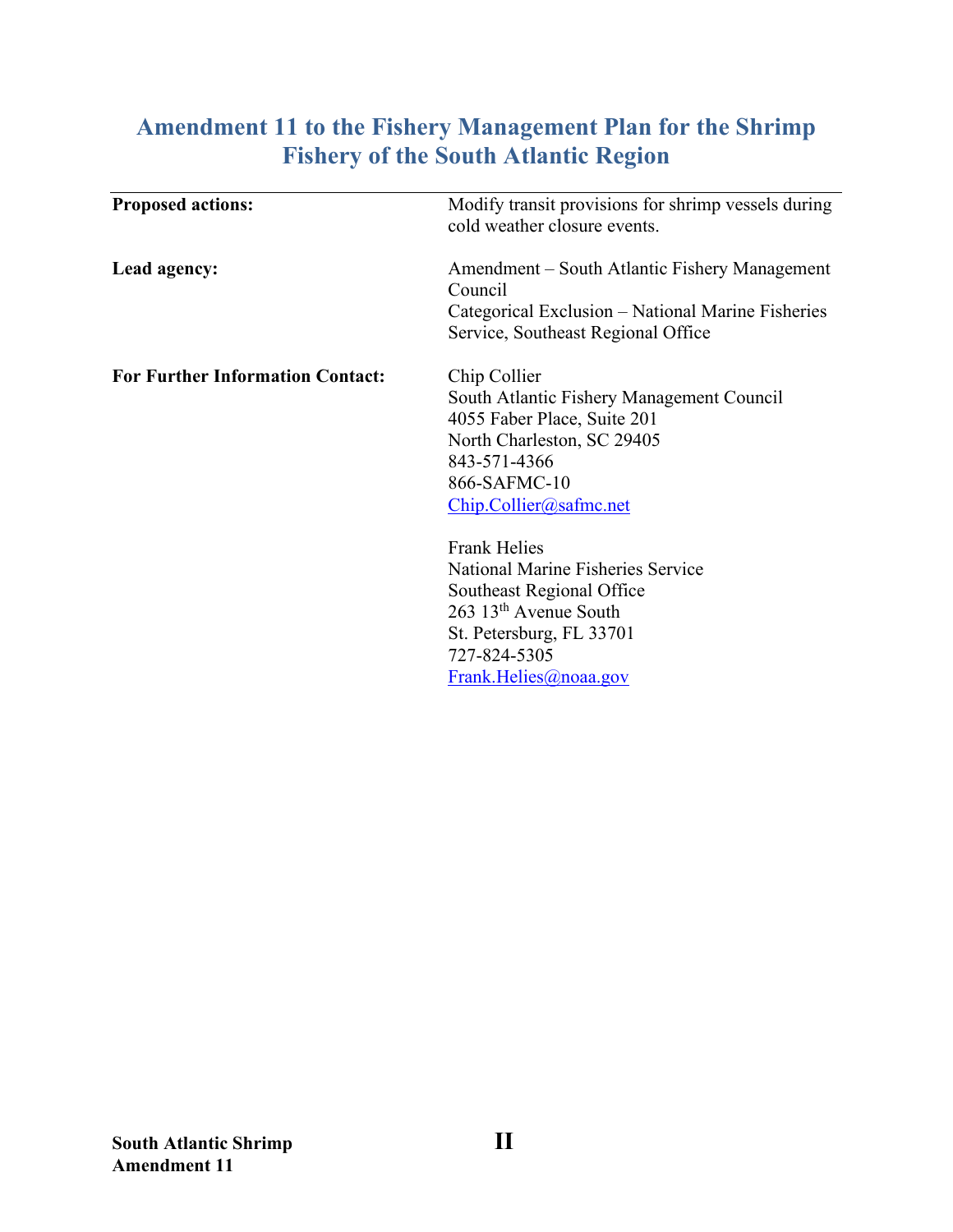# Amendment 11 to the Fishery Management Plan for the Shrimp Fishery of the South Atlantic Region

| | |
|---|---|
| **Proposed actions:** | Modify transit provisions for shrimp vessels during cold weather closure events. |
| **Lead agency:** | Amendment – South Atlantic Fishery Management Council<br>Categorical Exclusion – National Marine Fisheries Service, Southeast Regional Office |
| **For Further Information Contact:** | Chip Collier<br>South Atlantic Fishery Management Council<br>4055 Faber Place, Suite 201<br>North Charleston, SC 29405<br>843-571-4366<br>866-SAFMC-10<br>Chip.Collier@safmc.net<br><br>Frank Helies<br>National Marine Fisheries Service<br>Southeast Regional Office<br>263 13th Avenue South<br>St. Petersburg, FL 33701<br>727-824-5305<br>Frank.Helies@noaa.gov |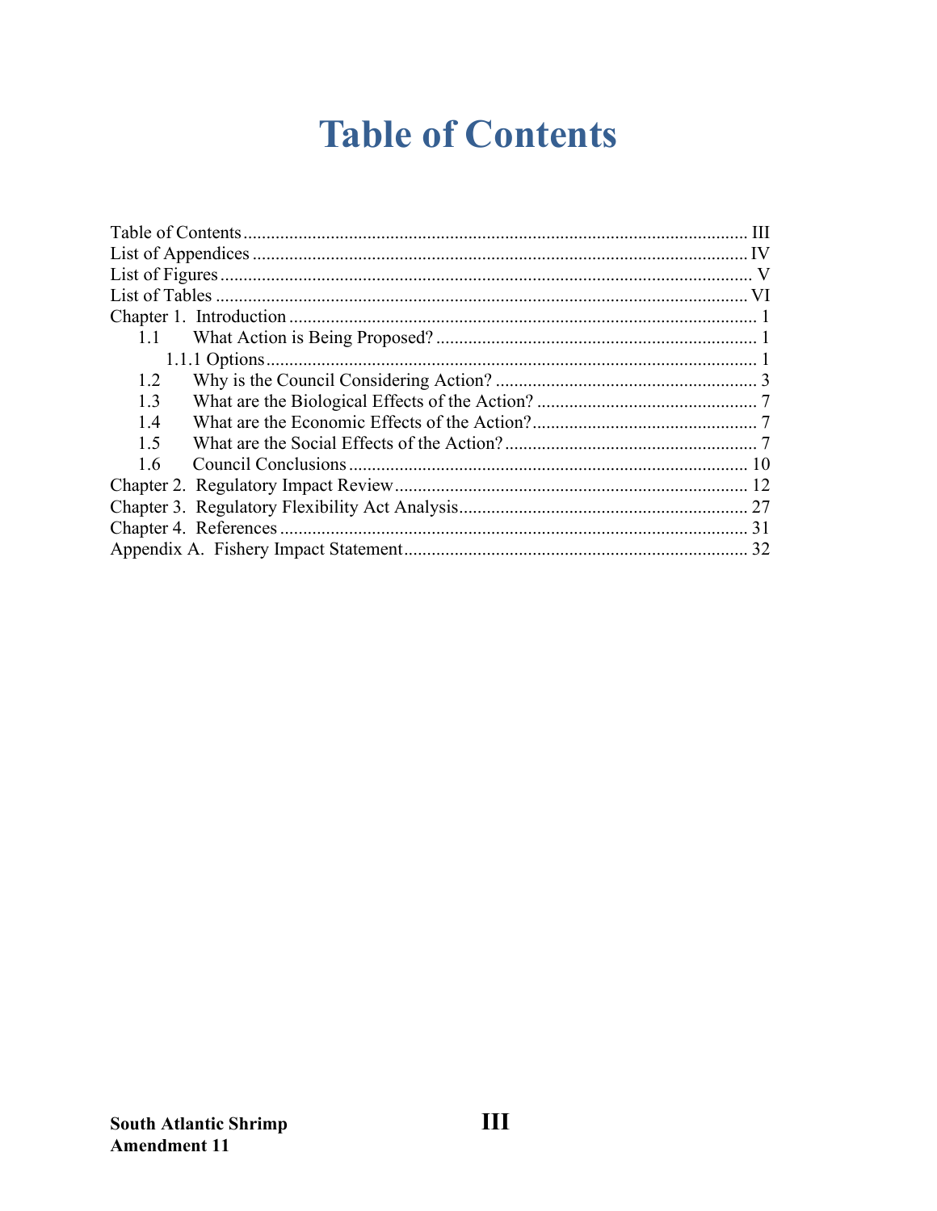# Table of Contents

Table of Contents ............................................................................................................ III
List of Appendices .......................................................................................................... IV
List of Figures .................................................................................................................. V
List of Tables ................................................................................................................... VI
Chapter 1. Introduction .................................................................................................... 1
    1.1 What Action is Being Proposed? ..................................................................... 1
        1.1.1 Options ........................................................................................................ 1
    1.2 Why is the Council Considering Action? ......................................................... 3
    1.3 What are the Biological Effects of the Action? ................................................ 7
    1.4 What are the Economic Effects of the Action? ................................................. 7
    1.5 What are the Social Effects of the Action? ....................................................... 7
    1.6 Council Conclusions ...................................................................................... 10
Chapter 2. Regulatory Impact Review ........................................................................... 12
Chapter 3. Regulatory Flexibility Act Analysis .............................................................. 27
Chapter 4. References .................................................................................................... 31
Appendix A. Fishery Impact Statement .......................................................................... 32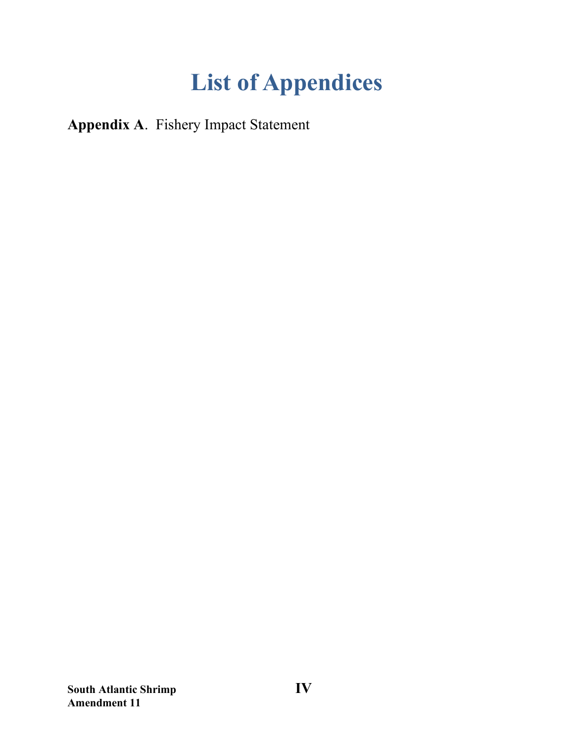# List of Appendices

**Appendix A**. Fishery Impact Statement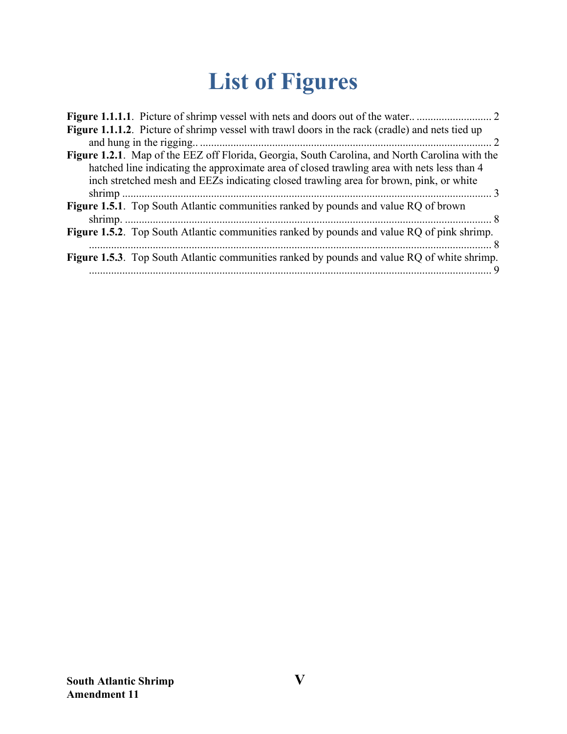# List of Figures

**Figure 1.1.1.1**. Picture of shrimp vessel with nets and doors out of the water.. ........................... 2

**Figure 1.1.1.2**. Picture of shrimp vessel with trawl doors in the rack (cradle) and nets tied up and hung in the rigging.. ........................................................................................................ 2

**Figure 1.2.1**. Map of the EEZ off Florida, Georgia, South Carolina, and North Carolina with the hatched line indicating the approximate area of closed trawling area with nets less than 4 inch stretched mesh and EEZs indicating closed trawling area for brown, pink, or white shrimp ..................................................................................................................................... 3

**Figure 1.5.1**. Top South Atlantic communities ranked by pounds and value RQ of brown shrimp. ................................................................................................................................... 8

**Figure 1.5.2**. Top South Atlantic communities ranked by pounds and value RQ of pink shrimp. .................................................................................................................................................. 8

**Figure 1.5.3**. Top South Atlantic communities ranked by pounds and value RQ of white shrimp. .................................................................................................................................................. 9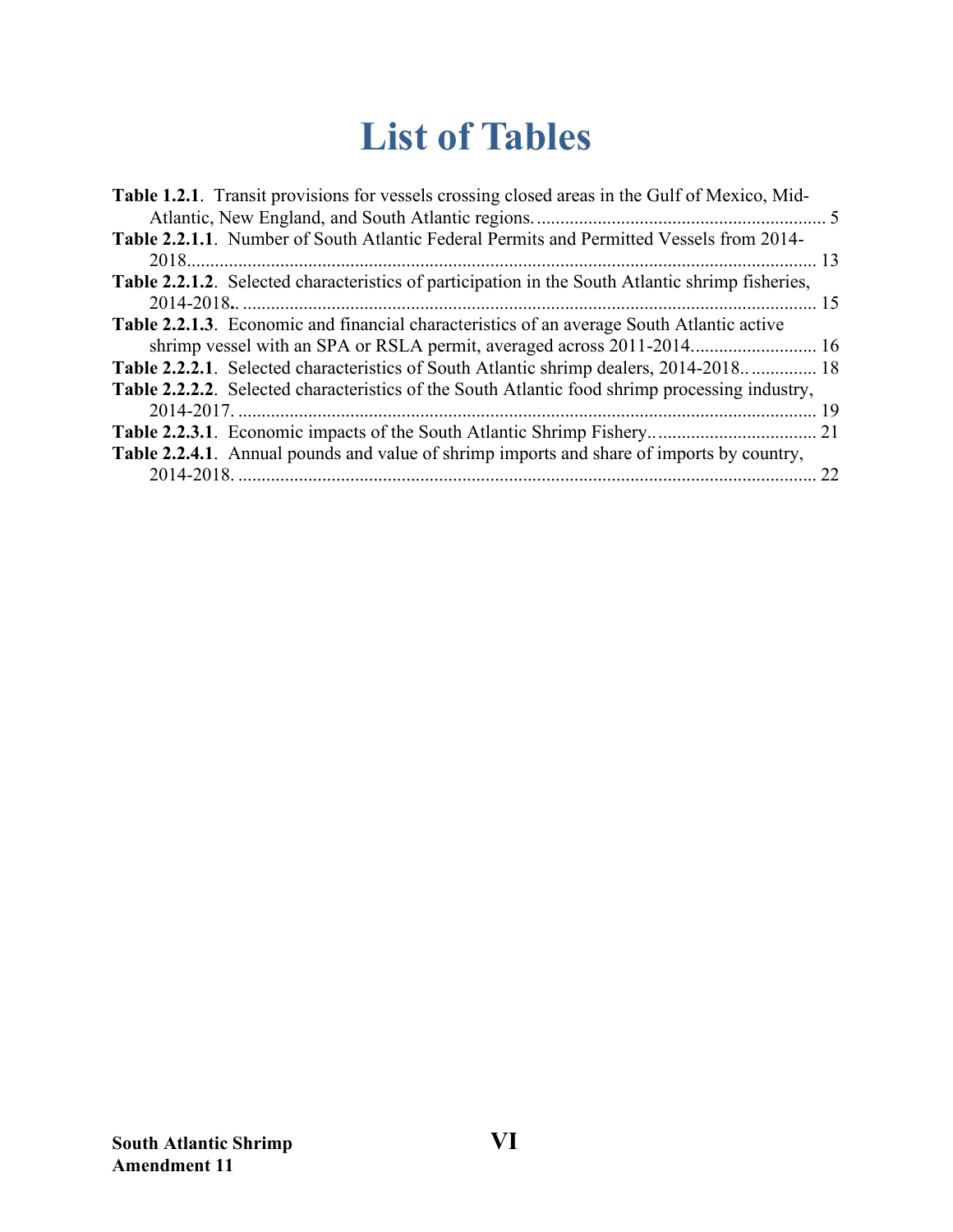# List of Tables

**Table 1.2.1**. Transit provisions for vessels crossing closed areas in the Gulf of Mexico, Mid-Atlantic, New England, and South Atlantic regions. .............................................................. 5

**Table 2.2.1.1**. Number of South Atlantic Federal Permits and Permitted Vessels from 2014-2018....................................................................................................................................... 13

**Table 2.2.1.2**. Selected characteristics of participation in the South Atlantic shrimp fisheries, 2014-2018.. .......................................................................................................................... 15

**Table 2.2.1.3**. Economic and financial characteristics of an average South Atlantic active shrimp vessel with an SPA or RSLA permit, averaged across 2011-2014........................... 16

**Table 2.2.2.1**. Selected characteristics of South Atlantic shrimp dealers, 2014-2018.. .............. 18

**Table 2.2.2.2**. Selected characteristics of the South Atlantic food shrimp processing industry, 2014-2017. ........................................................................................................................... 19

**Table 2.2.3.1**. Economic impacts of the South Atlantic Shrimp Fishery.. ................................. 21

**Table 2.2.4.1**. Annual pounds and value of shrimp imports and share of imports by country, 2014-2018. ........................................................................................................................... 22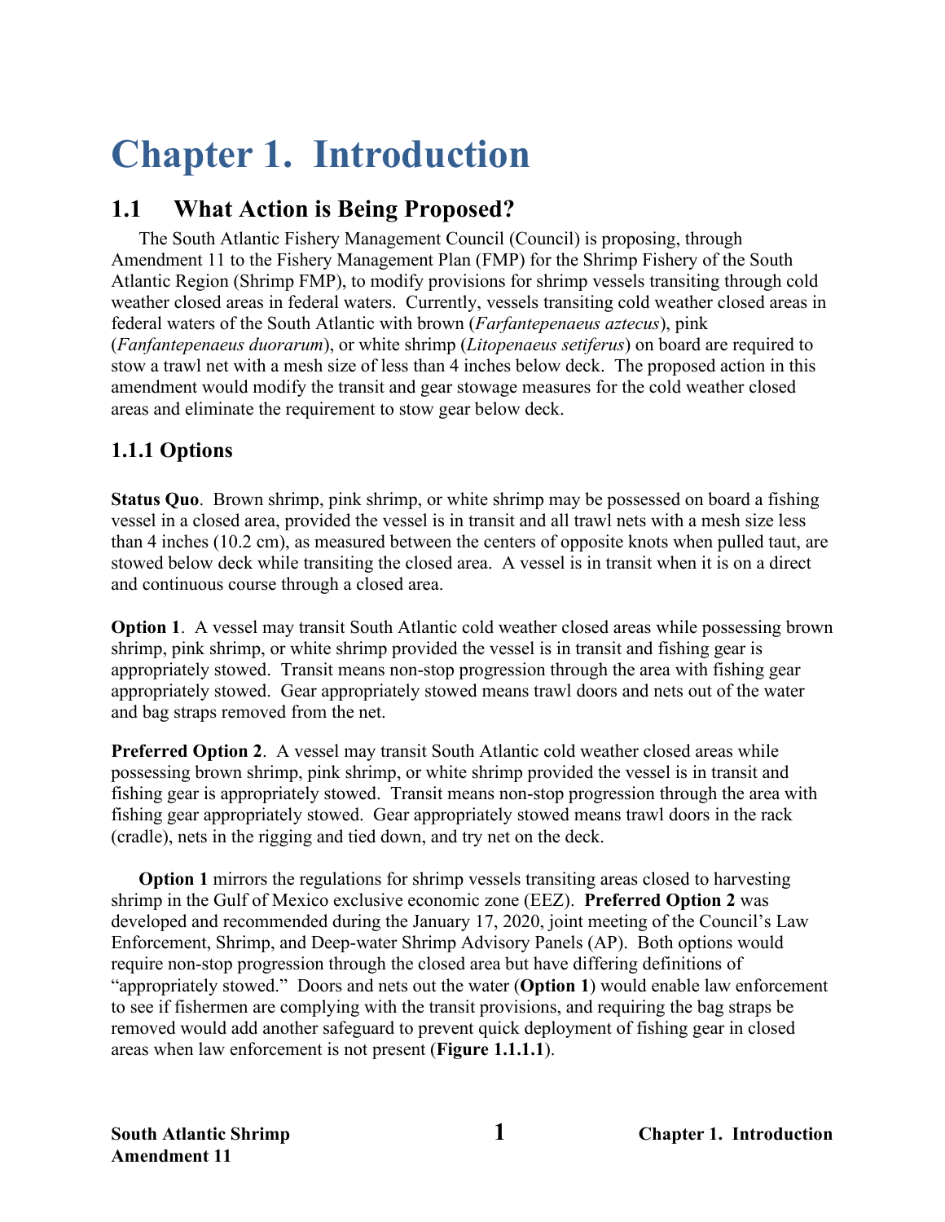# Chapter 1. Introduction

## 1.1 What Action is Being Proposed?

The South Atlantic Fishery Management Council (Council) is proposing, through Amendment 11 to the Fishery Management Plan (FMP) for the Shrimp Fishery of the South Atlantic Region (Shrimp FMP), to modify provisions for shrimp vessels transiting through cold weather closed areas in federal waters. Currently, vessels transiting cold weather closed areas in federal waters of the South Atlantic with brown (*Farfantepenaeus aztecus*), pink (*Fanfantepenaeus duorarum*), or white shrimp (*Litopenaeus setiferus*) on board are required to stow a trawl net with a mesh size of less than 4 inches below deck. The proposed action in this amendment would modify the transit and gear stowage measures for the cold weather closed areas and eliminate the requirement to stow gear below deck.

### 1.1.1 Options

**Status Quo**. Brown shrimp, pink shrimp, or white shrimp may be possessed on board a fishing vessel in a closed area, provided the vessel is in transit and all trawl nets with a mesh size less than 4 inches (10.2 cm), as measured between the centers of opposite knots when pulled taut, are stowed below deck while transiting the closed area. A vessel is in transit when it is on a direct and continuous course through a closed area.

**Option 1**. A vessel may transit South Atlantic cold weather closed areas while possessing brown shrimp, pink shrimp, or white shrimp provided the vessel is in transit and fishing gear is appropriately stowed. Transit means non-stop progression through the area with fishing gear appropriately stowed. Gear appropriately stowed means trawl doors and nets out of the water and bag straps removed from the net.

**Preferred Option 2**. A vessel may transit South Atlantic cold weather closed areas while possessing brown shrimp, pink shrimp, or white shrimp provided the vessel is in transit and fishing gear is appropriately stowed. Transit means non-stop progression through the area with fishing gear appropriately stowed. Gear appropriately stowed means trawl doors in the rack (cradle), nets in the rigging and tied down, and try net on the deck.

**Option 1** mirrors the regulations for shrimp vessels transiting areas closed to harvesting shrimp in the Gulf of Mexico exclusive economic zone (EEZ). **Preferred Option 2** was developed and recommended during the January 17, 2020, joint meeting of the Council's Law Enforcement, Shrimp, and Deep-water Shrimp Advisory Panels (AP). Both options would require non-stop progression through the closed area but have differing definitions of "appropriately stowed." Doors and nets out the water (**Option 1**) would enable law enforcement to see if fishermen are complying with the transit provisions, and requiring the bag straps be removed would add another safeguard to prevent quick deployment of fishing gear in closed areas when law enforcement is not present (**Figure 1.1.1.1**).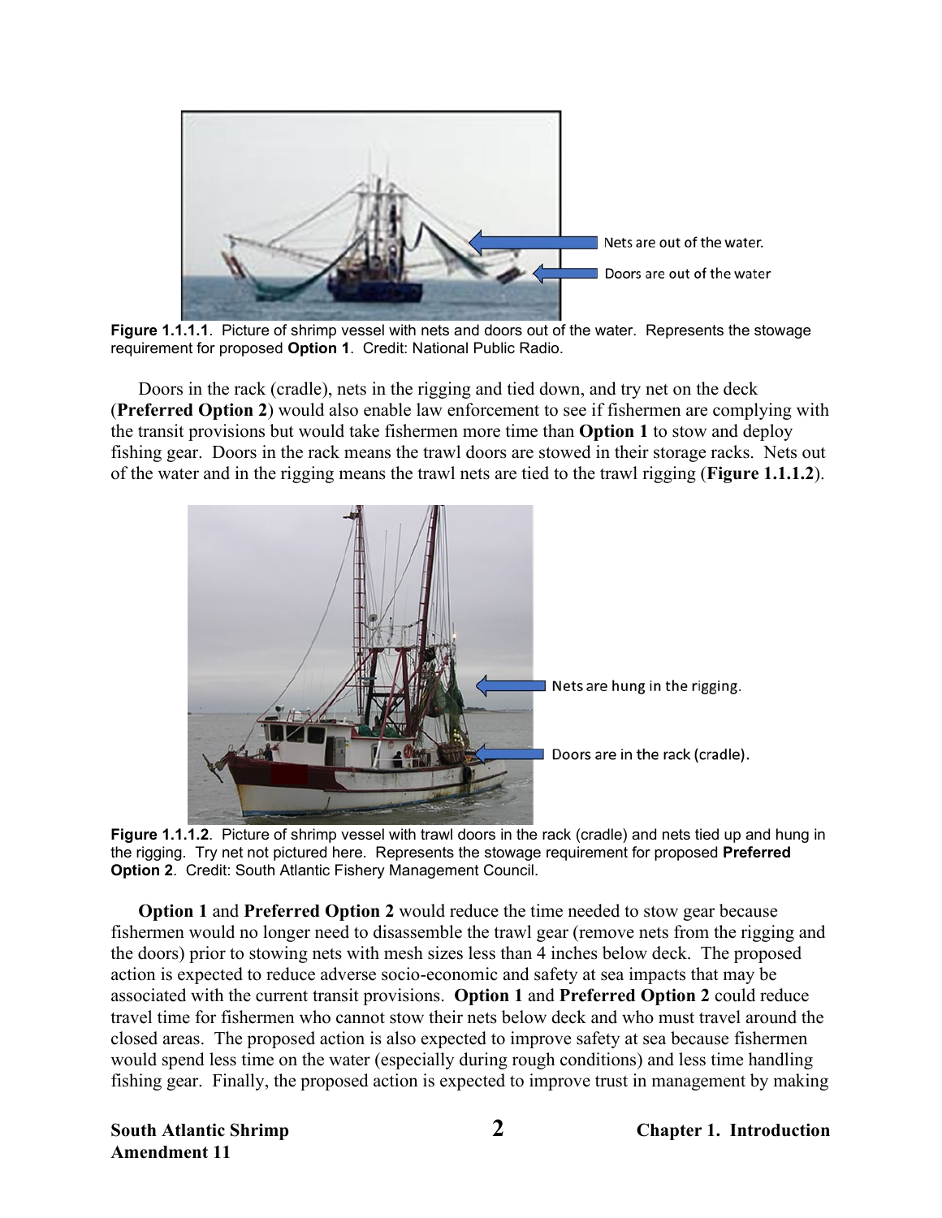**Figure 1.1.1.1**. Picture of shrimp vessel with nets and doors out of the water. Represents the stowage requirement for proposed **Option 1**. Credit: National Public Radio.

Doors in the rack (cradle), nets in the rigging and tied down, and try net on the deck (**Preferred Option 2**) would also enable law enforcement to see if fishermen are complying with the transit provisions but would take fishermen more time than **Option 1** to stow and deploy fishing gear. Doors in the rack means the trawl doors are stowed in their storage racks. Nets out of the water and in the rigging means the trawl nets are tied to the trawl rigging (**Figure 1.1.1.2**).

**Figure 1.1.1.2**. Picture of shrimp vessel with trawl doors in the rack (cradle) and nets tied up and hung in the rigging. Try net not pictured here. Represents the stowage requirement for proposed **Preferred Option 2**. Credit: South Atlantic Fishery Management Council.

**Option 1** and **Preferred Option 2** would reduce the time needed to stow gear because fishermen would no longer need to disassemble the trawl gear (remove nets from the rigging and the doors) prior to stowing nets with mesh sizes less than 4 inches below deck. The proposed action is expected to reduce adverse socio-economic and safety at sea impacts that may be associated with the current transit provisions. **Option 1** and **Preferred Option 2** could reduce travel time for fishermen who cannot stow their nets below deck and who must travel around the closed areas. The proposed action is also expected to improve safety at sea because fishermen would spend less time on the water (especially during rough conditions) and less time handling fishing gear. Finally, the proposed action is expected to improve trust in management by making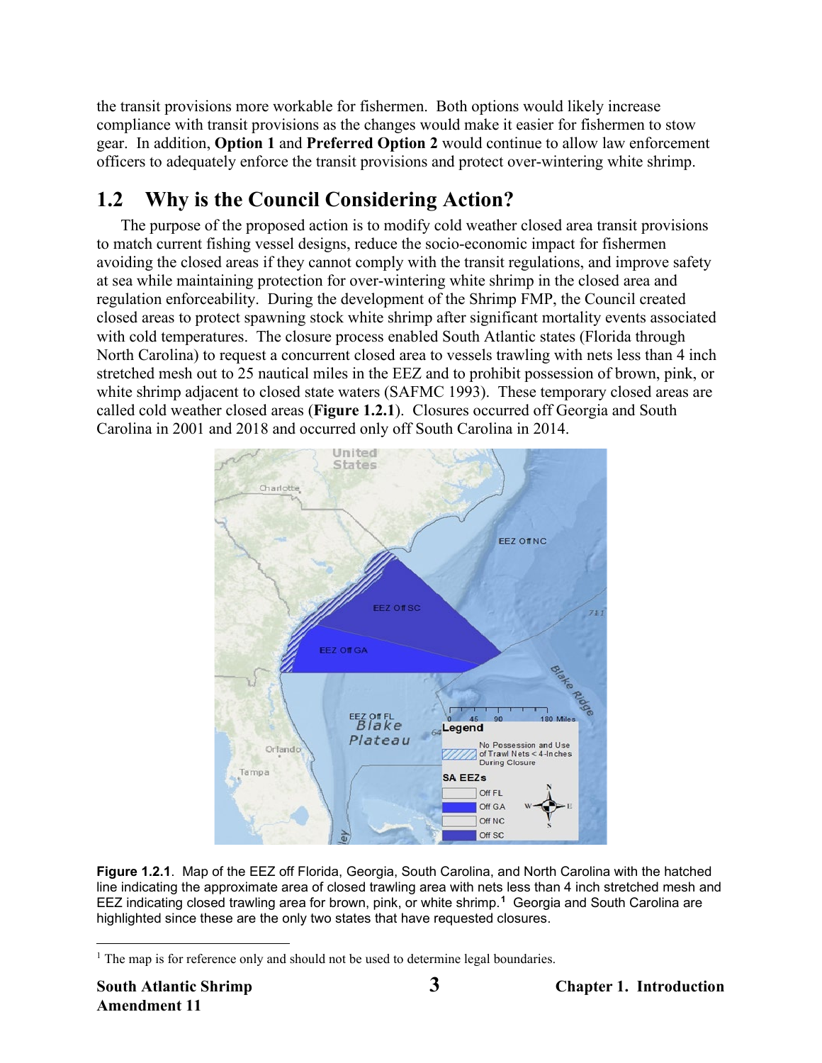the transit provisions more workable for fishermen. Both options would likely increase compliance with transit provisions as the changes would make it easier for fishermen to stow gear. In addition, **Option 1** and **Preferred Option 2** would continue to allow law enforcement officers to adequately enforce the transit provisions and protect over-wintering white shrimp.

## 1.2 Why is the Council Considering Action?

The purpose of the proposed action is to modify cold weather closed area transit provisions to match current fishing vessel designs, reduce the socio-economic impact for fishermen avoiding the closed areas if they cannot comply with the transit regulations, and improve safety at sea while maintaining protection for over-wintering white shrimp in the closed area and regulation enforceability. During the development of the Shrimp FMP, the Council created closed areas to protect spawning stock white shrimp after significant mortality events associated with cold temperatures. The closure process enabled South Atlantic states (Florida through North Carolina) to request a concurrent closed area to vessels trawling with nets less than 4 inch stretched mesh out to 25 nautical miles in the EEZ and to prohibit possession of brown, pink, or white shrimp adjacent to closed state waters (SAFMC 1993). These temporary closed areas are called cold weather closed areas (**Figure 1.2.1**). Closures occurred off Georgia and South Carolina in 2001 and 2018 and occurred only off South Carolina in 2014.

**Figure 1.2.1**. Map of the EEZ off Florida, Georgia, South Carolina, and North Carolina with the hatched line indicating the approximate area of closed trawling area with nets less than 4 inch stretched mesh and EEZ indicating closed trawling area for brown, pink, or white shrimp.[1] Georgia and South Carolina are highlighted since these are the only two states that have requested closures.

[1] The map is for reference only and should not be used to determine legal boundaries.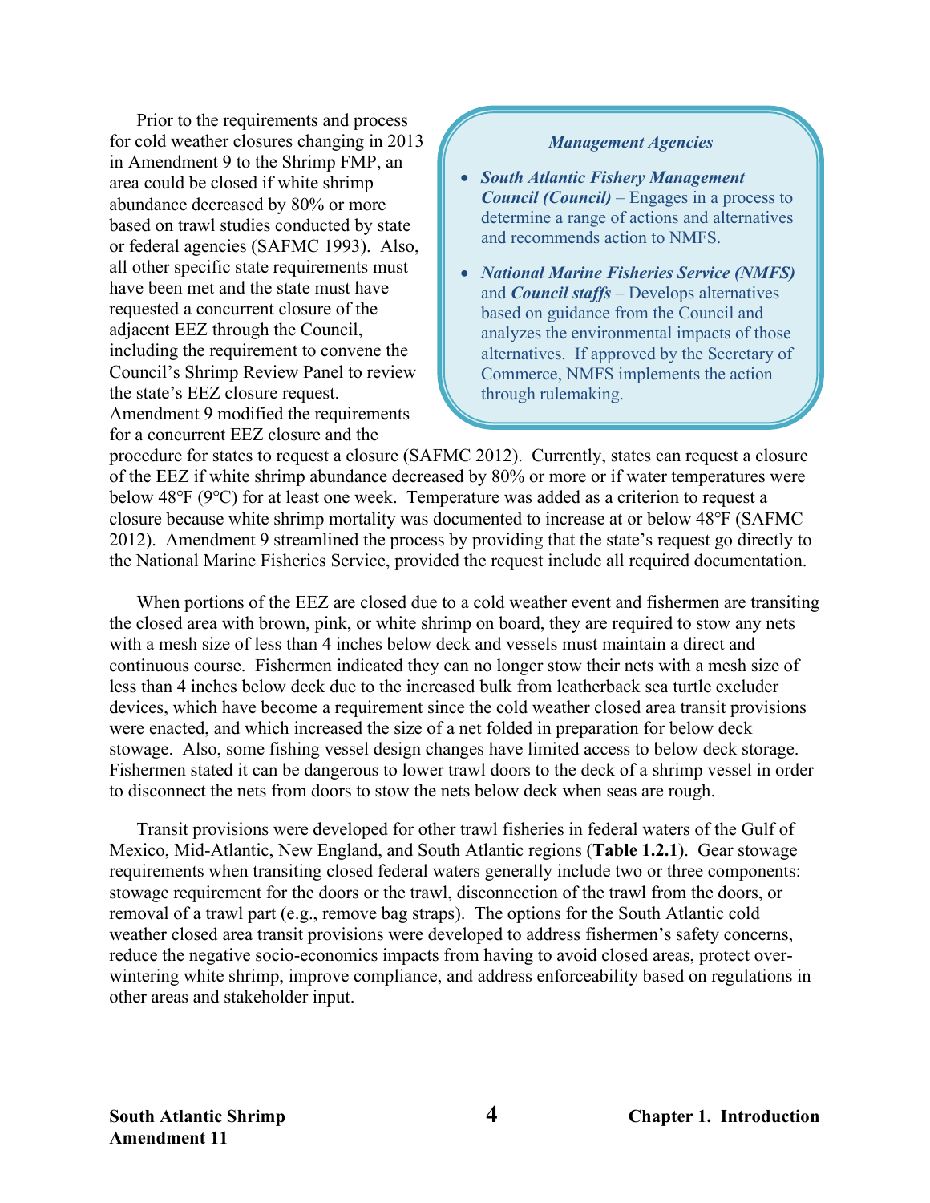Prior to the requirements and process for cold weather closures changing in 2013 in Amendment 9 to the Shrimp FMP, an area could be closed if white shrimp abundance decreased by 80% or more based on trawl studies conducted by state or federal agencies (SAFMC 1993). Also, all other specific state requirements must have been met and the state must have requested a concurrent closure of the adjacent EEZ through the Council, including the requirement to convene the Council's Shrimp Review Panel to review the state's EEZ closure request. Amendment 9 modified the requirements for a concurrent EEZ closure and the procedure for states to request a closure (SAFMC 2012). Currently, states can request a closure of the EEZ if white shrimp abundance decreased by 80% or more or if water temperatures were below 48°F (9°C) for at least one week. Temperature was added as a criterion to request a closure because white shrimp mortality was documented to increase at or below 48°F (SAFMC 2012). Amendment 9 streamlined the process by providing that the state's request go directly to the National Marine Fisheries Service, provided the request include all required documentation.

> ***Management Agencies***
>
> - ***South Atlantic Fishery Management Council (Council)*** – Engages in a process to determine a range of actions and alternatives and recommends action to NMFS.
> - ***National Marine Fisheries Service (NMFS)*** and ***Council staffs*** – Develops alternatives based on guidance from the Council and analyzes the environmental impacts of those alternatives. If approved by the Secretary of Commerce, NMFS implements the action through rulemaking.

When portions of the EEZ are closed due to a cold weather event and fishermen are transiting the closed area with brown, pink, or white shrimp on board, they are required to stow any nets with a mesh size of less than 4 inches below deck and vessels must maintain a direct and continuous course. Fishermen indicated they can no longer stow their nets with a mesh size of less than 4 inches below deck due to the increased bulk from leatherback sea turtle excluder devices, which have become a requirement since the cold weather closed area transit provisions were enacted, and which increased the size of a net folded in preparation for below deck stowage. Also, some fishing vessel design changes have limited access to below deck storage. Fishermen stated it can be dangerous to lower trawl doors to the deck of a shrimp vessel in order to disconnect the nets from doors to stow the nets below deck when seas are rough.

Transit provisions were developed for other trawl fisheries in federal waters of the Gulf of Mexico, Mid-Atlantic, New England, and South Atlantic regions (**Table 1.2.1**). Gear stowage requirements when transiting closed federal waters generally include two or three components: stowage requirement for the doors or the trawl, disconnection of the trawl from the doors, or removal of a trawl part (e.g., remove bag straps). The options for the South Atlantic cold weather closed area transit provisions were developed to address fishermen's safety concerns, reduce the negative socio-economics impacts from having to avoid closed areas, protect over-wintering white shrimp, improve compliance, and address enforceability based on regulations in other areas and stakeholder input.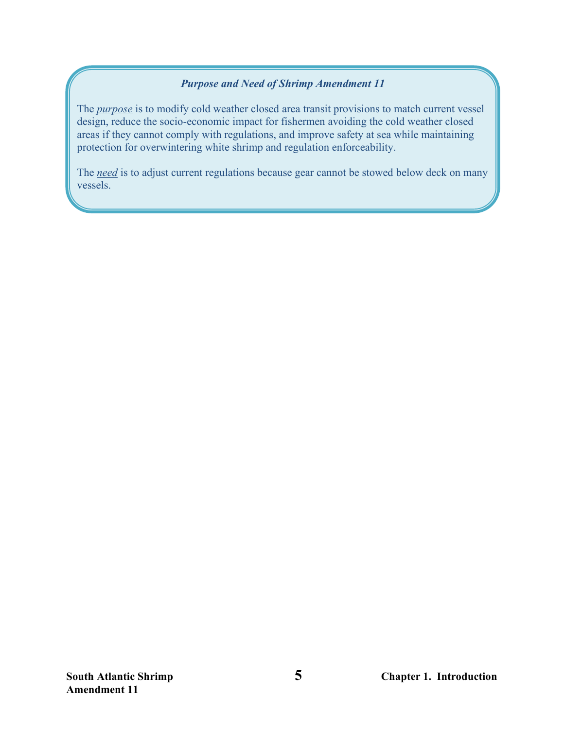***Purpose and Need of Shrimp Amendment 11***

The *purpose* is to modify cold weather closed area transit provisions to match current vessel design, reduce the socio-economic impact for fishermen avoiding the cold weather closed areas if they cannot comply with regulations, and improve safety at sea while maintaining protection for overwintering white shrimp and regulation enforceability.

The *need* is to adjust current regulations because gear cannot be stowed below deck on many vessels.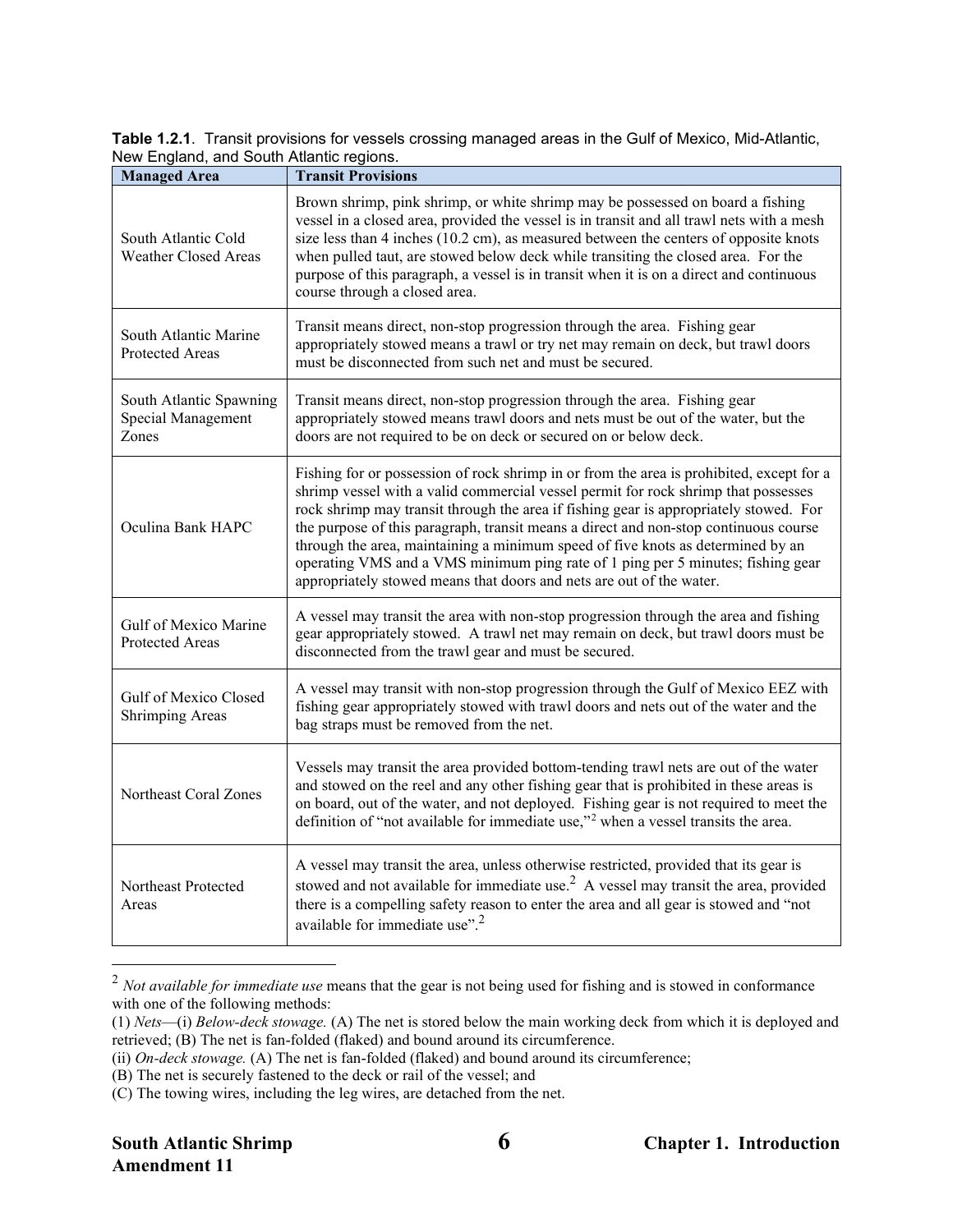**Table 1.2.1**. Transit provisions for vessels crossing managed areas in the Gulf of Mexico, Mid-Atlantic, New England, and South Atlantic regions.

| Managed Area | Transit Provisions |
| --- | --- |
| South Atlantic Cold Weather Closed Areas | Brown shrimp, pink shrimp, or white shrimp may be possessed on board a fishing vessel in a closed area, provided the vessel is in transit and all trawl nets with a mesh size less than 4 inches (10.2 cm), as measured between the centers of opposite knots when pulled taut, are stowed below deck while transiting the closed area. For the purpose of this paragraph, a vessel is in transit when it is on a direct and continuous course through a closed area. |
| South Atlantic Marine Protected Areas | Transit means direct, non-stop progression through the area. Fishing gear appropriately stowed means a trawl or try net may remain on deck, but trawl doors must be disconnected from such net and must be secured. |
| South Atlantic Spawning Special Management Zones | Transit means direct, non-stop progression through the area. Fishing gear appropriately stowed means trawl doors and nets must be out of the water, but the doors are not required to be on deck or secured on or below deck. |
| Oculina Bank HAPC | Fishing for or possession of rock shrimp in or from the area is prohibited, except for a shrimp vessel with a valid commercial vessel permit for rock shrimp that possesses rock shrimp may transit through the area if fishing gear is appropriately stowed. For the purpose of this paragraph, transit means a direct and non-stop continuous course through the area, maintaining a minimum speed of five knots as determined by an operating VMS and a VMS minimum ping rate of 1 ping per 5 minutes; fishing gear appropriately stowed means that doors and nets are out of the water. |
| Gulf of Mexico Marine Protected Areas | A vessel may transit the area with non-stop progression through the area and fishing gear appropriately stowed. A trawl net may remain on deck, but trawl doors must be disconnected from the trawl gear and must be secured. |
| Gulf of Mexico Closed Shrimping Areas | A vessel may transit with non-stop progression through the Gulf of Mexico EEZ with fishing gear appropriately stowed with trawl doors and nets out of the water and the bag straps must be removed from the net. |
| Northeast Coral Zones | Vessels may transit the area provided bottom-tending trawl nets are out of the water and stowed on the reel and any other fishing gear that is prohibited in these areas is on board, out of the water, and not deployed. Fishing gear is not required to meet the definition of "not available for immediate use,"[2] when a vessel transits the area. |
| Northeast Protected Areas | A vessel may transit the area, unless otherwise restricted, provided that its gear is stowed and not available for immediate use.[2] A vessel may transit the area, provided there is a compelling safety reason to enter the area and all gear is stowed and "not available for immediate use".[2] |

[2] *Not available for immediate use* means that the gear is not being used for fishing and is stowed in conformance with one of the following methods:

(1) *Nets*—(i) *Below-deck stowage.* (A) The net is stored below the main working deck from which it is deployed and retrieved; (B) The net is fan-folded (flaked) and bound around its circumference.

(ii) *On-deck stowage.* (A) The net is fan-folded (flaked) and bound around its circumference;

(B) The net is securely fastened to the deck or rail of the vessel; and

(C) The towing wires, including the leg wires, are detached from the net.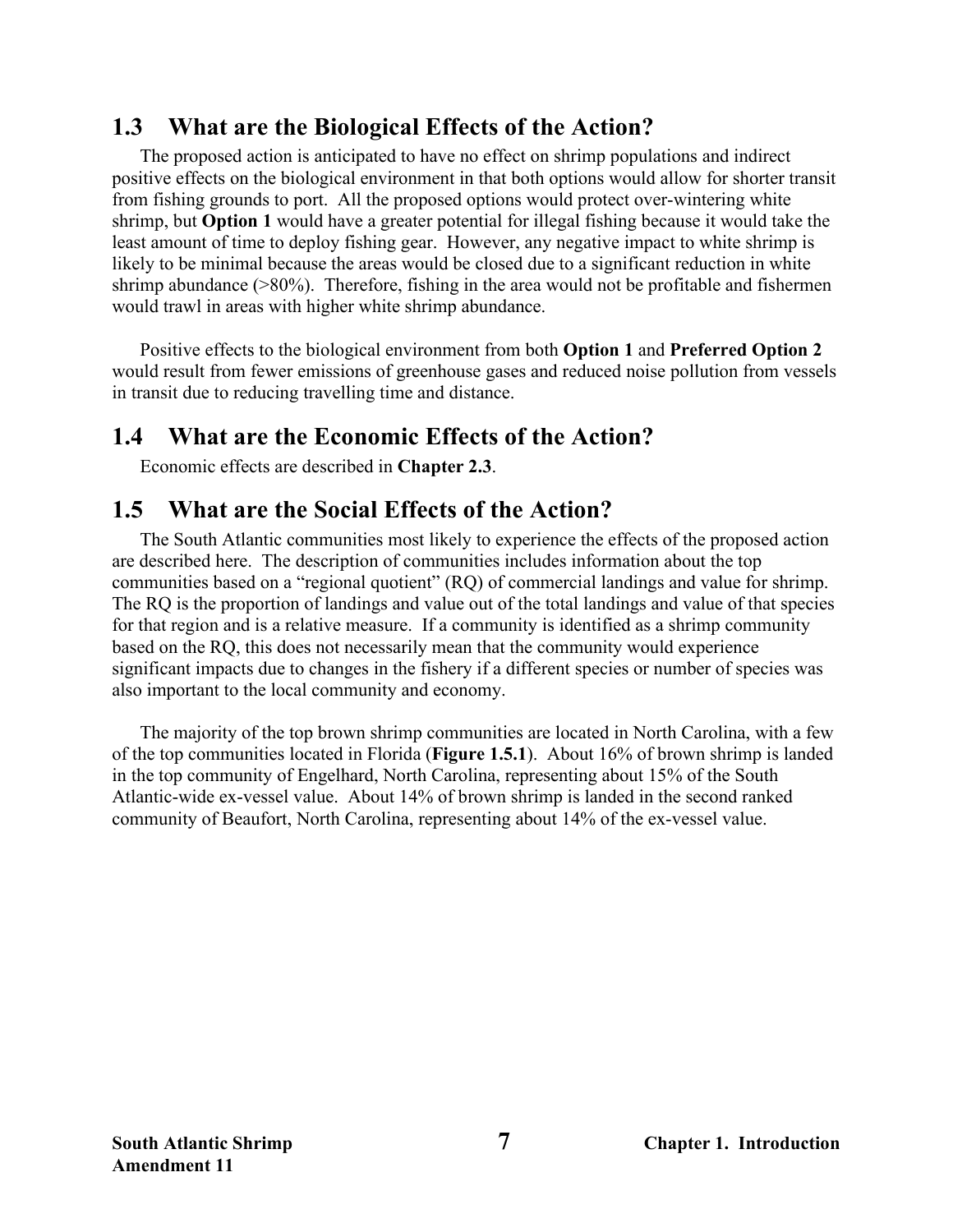## 1.3 What are the Biological Effects of the Action?

The proposed action is anticipated to have no effect on shrimp populations and indirect positive effects on the biological environment in that both options would allow for shorter transit from fishing grounds to port. All the proposed options would protect over-wintering white shrimp, but **Option 1** would have a greater potential for illegal fishing because it would take the least amount of time to deploy fishing gear. However, any negative impact to white shrimp is likely to be minimal because the areas would be closed due to a significant reduction in white shrimp abundance (>80%). Therefore, fishing in the area would not be profitable and fishermen would trawl in areas with higher white shrimp abundance.

Positive effects to the biological environment from both **Option 1** and **Preferred Option 2** would result from fewer emissions of greenhouse gases and reduced noise pollution from vessels in transit due to reducing travelling time and distance.

## 1.4 What are the Economic Effects of the Action?

Economic effects are described in **Chapter 2.3**.

## 1.5 What are the Social Effects of the Action?

The South Atlantic communities most likely to experience the effects of the proposed action are described here. The description of communities includes information about the top communities based on a "regional quotient" (RQ) of commercial landings and value for shrimp. The RQ is the proportion of landings and value out of the total landings and value of that species for that region and is a relative measure. If a community is identified as a shrimp community based on the RQ, this does not necessarily mean that the community would experience significant impacts due to changes in the fishery if a different species or number of species was also important to the local community and economy.

The majority of the top brown shrimp communities are located in North Carolina, with a few of the top communities located in Florida (**Figure 1.5.1**). About 16% of brown shrimp is landed in the top community of Engelhard, North Carolina, representing about 15% of the South Atlantic-wide ex-vessel value. About 14% of brown shrimp is landed in the second ranked community of Beaufort, North Carolina, representing about 14% of the ex-vessel value.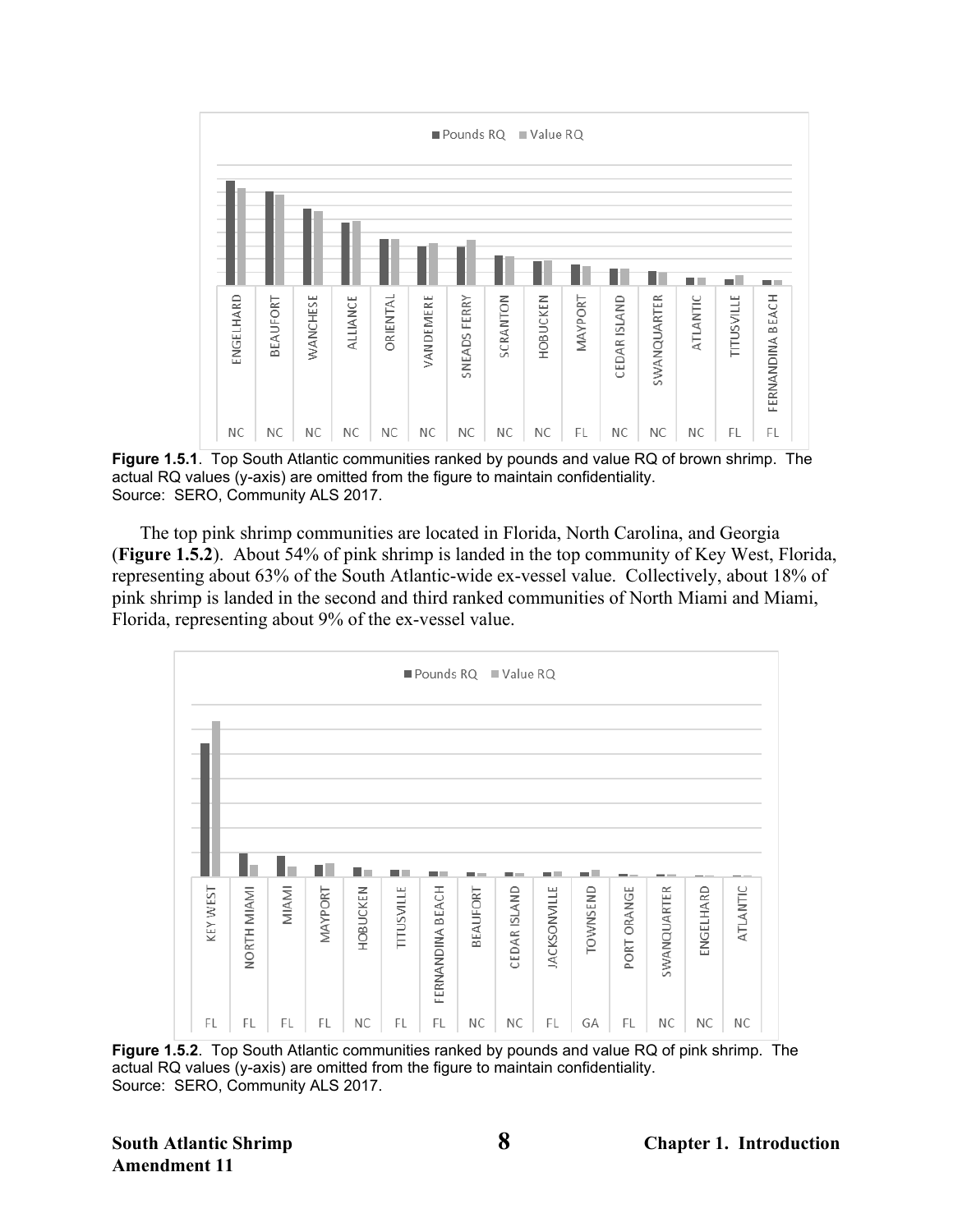**Figure 1.5.1**. Top South Atlantic communities ranked by pounds and value RQ of brown shrimp. The actual RQ values (y-axis) are omitted from the figure to maintain confidentiality.
Source: SERO, Community ALS 2017.

The top pink shrimp communities are located in Florida, North Carolina, and Georgia (**Figure 1.5.2**). About 54% of pink shrimp is landed in the top community of Key West, Florida, representing about 63% of the South Atlantic-wide ex-vessel value. Collectively, about 18% of pink shrimp is landed in the second and third ranked communities of North Miami and Miami, Florida, representing about 9% of the ex-vessel value.

**Figure 1.5.2**. Top South Atlantic communities ranked by pounds and value RQ of pink shrimp. The actual RQ values (y-axis) are omitted from the figure to maintain confidentiality.
Source: SERO, Community ALS 2017.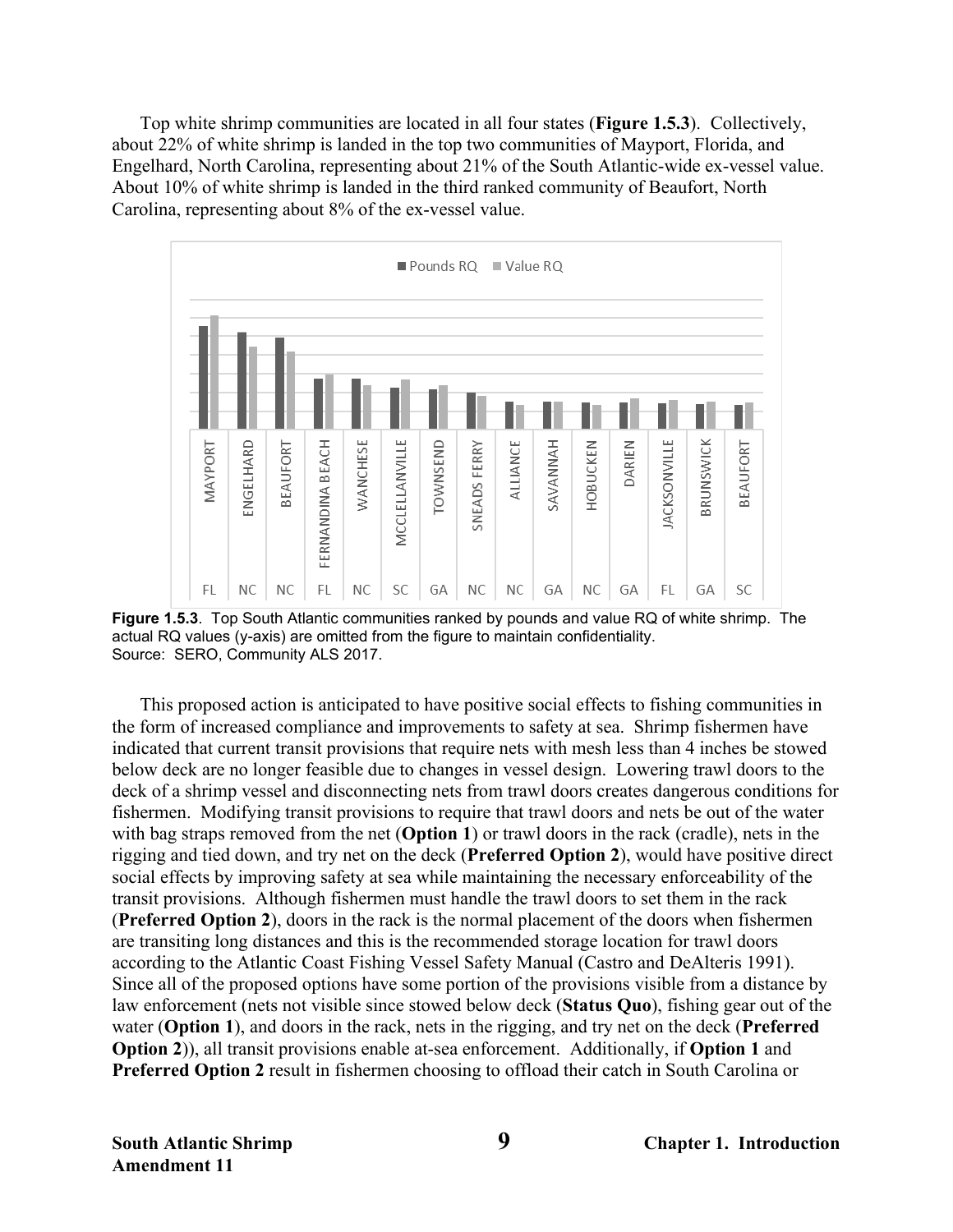Top white shrimp communities are located in all four states (**Figure 1.5.3**). Collectively, about 22% of white shrimp is landed in the top two communities of Mayport, Florida, and Engelhard, North Carolina, representing about 21% of the South Atlantic-wide ex-vessel value. About 10% of white shrimp is landed in the third ranked community of Beaufort, North Carolina, representing about 8% of the ex-vessel value.

**Figure 1.5.3**. Top South Atlantic communities ranked by pounds and value RQ of white shrimp. The actual RQ values (y-axis) are omitted from the figure to maintain confidentiality.
Source: SERO, Community ALS 2017.

This proposed action is anticipated to have positive social effects to fishing communities in the form of increased compliance and improvements to safety at sea. Shrimp fishermen have indicated that current transit provisions that require nets with mesh less than 4 inches be stowed below deck are no longer feasible due to changes in vessel design. Lowering trawl doors to the deck of a shrimp vessel and disconnecting nets from trawl doors creates dangerous conditions for fishermen. Modifying transit provisions to require that trawl doors and nets be out of the water with bag straps removed from the net (**Option 1**) or trawl doors in the rack (cradle), nets in the rigging and tied down, and try net on the deck (**Preferred Option 2**), would have positive direct social effects by improving safety at sea while maintaining the necessary enforceability of the transit provisions. Although fishermen must handle the trawl doors to set them in the rack (**Preferred Option 2**), doors in the rack is the normal placement of the doors when fishermen are transiting long distances and this is the recommended storage location for trawl doors according to the Atlantic Coast Fishing Vessel Safety Manual (Castro and DeAlteris 1991). Since all of the proposed options have some portion of the provisions visible from a distance by law enforcement (nets not visible since stowed below deck (**Status Quo**), fishing gear out of the water (**Option 1**), and doors in the rack, nets in the rigging, and try net on the deck (**Preferred Option 2**)), all transit provisions enable at-sea enforcement. Additionally, if **Option 1** and **Preferred Option 2** result in fishermen choosing to offload their catch in South Carolina or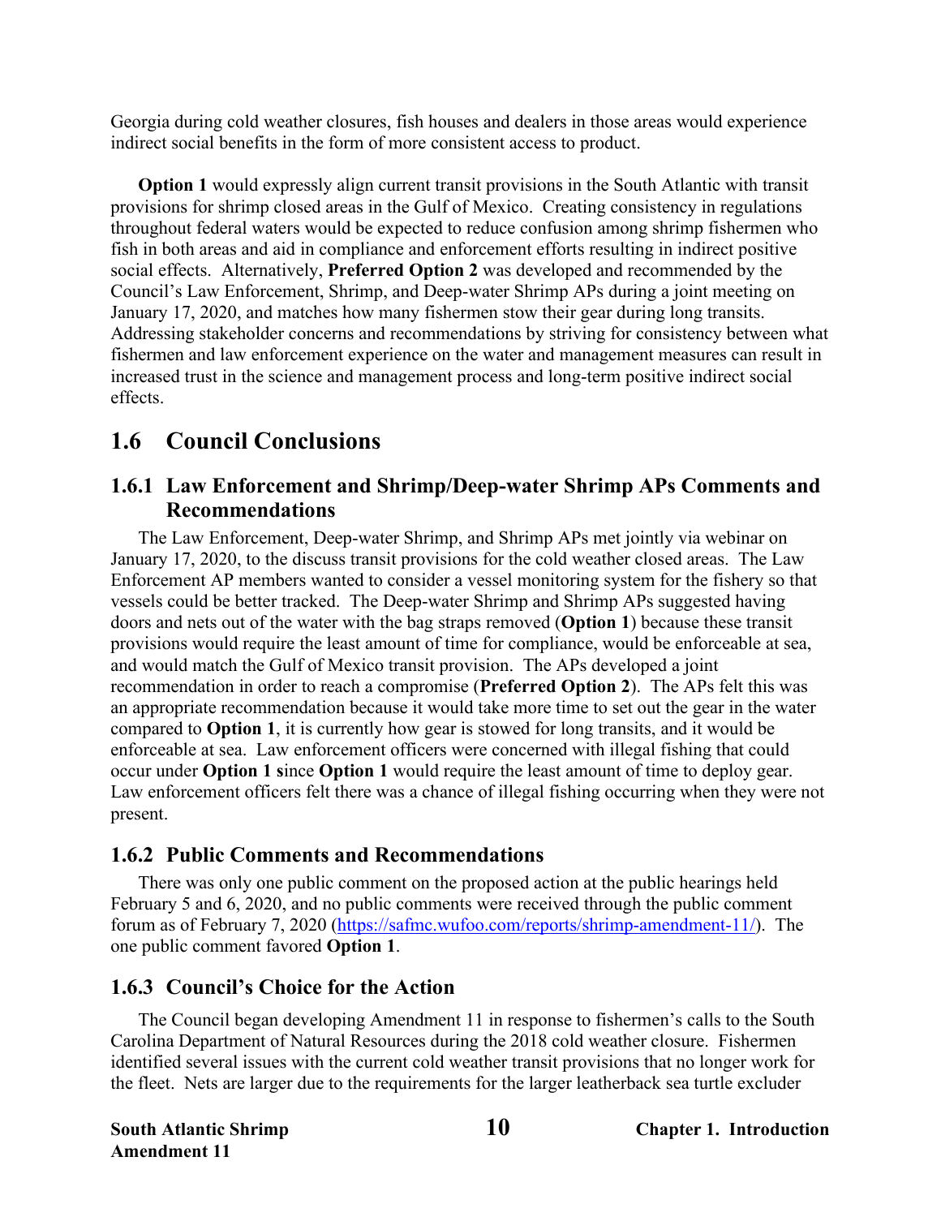Georgia during cold weather closures, fish houses and dealers in those areas would experience indirect social benefits in the form of more consistent access to product.

**Option 1** would expressly align current transit provisions in the South Atlantic with transit provisions for shrimp closed areas in the Gulf of Mexico. Creating consistency in regulations throughout federal waters would be expected to reduce confusion among shrimp fishermen who fish in both areas and aid in compliance and enforcement efforts resulting in indirect positive social effects. Alternatively, **Preferred Option 2** was developed and recommended by the Council's Law Enforcement, Shrimp, and Deep-water Shrimp APs during a joint meeting on January 17, 2020, and matches how many fishermen stow their gear during long transits. Addressing stakeholder concerns and recommendations by striving for consistency between what fishermen and law enforcement experience on the water and management measures can result in increased trust in the science and management process and long-term positive indirect social effects.

## 1.6 Council Conclusions

### 1.6.1 Law Enforcement and Shrimp/Deep-water Shrimp APs Comments and Recommendations

The Law Enforcement, Deep-water Shrimp, and Shrimp APs met jointly via webinar on January 17, 2020, to the discuss transit provisions for the cold weather closed areas. The Law Enforcement AP members wanted to consider a vessel monitoring system for the fishery so that vessels could be better tracked. The Deep-water Shrimp and Shrimp APs suggested having doors and nets out of the water with the bag straps removed (**Option 1**) because these transit provisions would require the least amount of time for compliance, would be enforceable at sea, and would match the Gulf of Mexico transit provision. The APs developed a joint recommendation in order to reach a compromise (**Preferred Option 2**). The APs felt this was an appropriate recommendation because it would take more time to set out the gear in the water compared to **Option 1**, it is currently how gear is stowed for long transits, and it would be enforceable at sea. Law enforcement officers were concerned with illegal fishing that could occur under **Option 1 s**ince **Option 1** would require the least amount of time to deploy gear. Law enforcement officers felt there was a chance of illegal fishing occurring when they were not present.

### 1.6.2 Public Comments and Recommendations

There was only one public comment on the proposed action at the public hearings held February 5 and 6, 2020, and no public comments were received through the public comment forum as of February 7, 2020 (https://safmc.wufoo.com/reports/shrimp-amendment-11/). The one public comment favored **Option 1**.

### 1.6.3 Council's Choice for the Action

The Council began developing Amendment 11 in response to fishermen's calls to the South Carolina Department of Natural Resources during the 2018 cold weather closure. Fishermen identified several issues with the current cold weather transit provisions that no longer work for the fleet. Nets are larger due to the requirements for the larger leatherback sea turtle excluder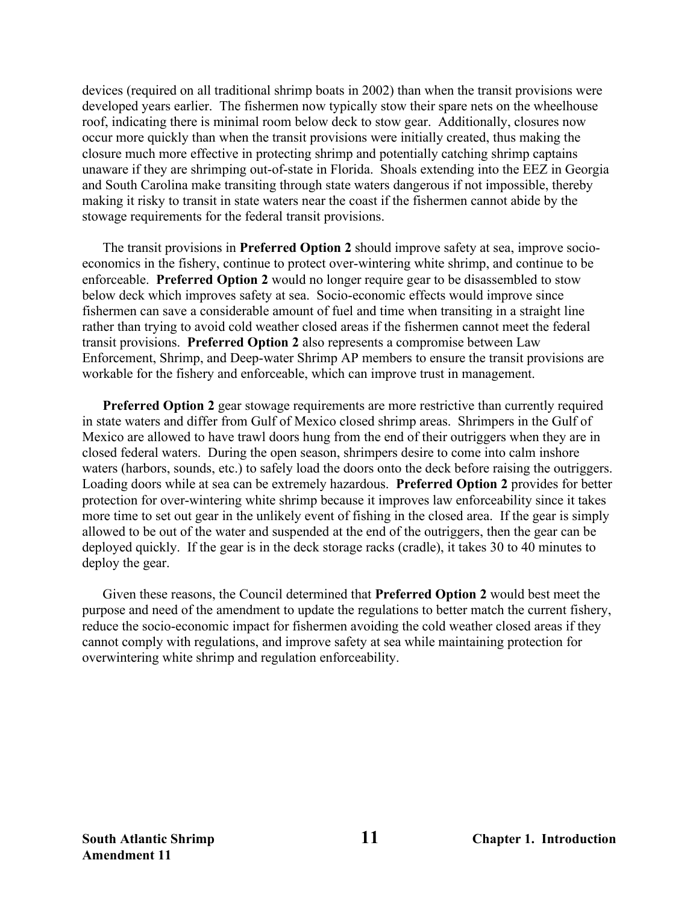devices (required on all traditional shrimp boats in 2002) than when the transit provisions were developed years earlier. The fishermen now typically stow their spare nets on the wheelhouse roof, indicating there is minimal room below deck to stow gear. Additionally, closures now occur more quickly than when the transit provisions were initially created, thus making the closure much more effective in protecting shrimp and potentially catching shrimp captains unaware if they are shrimping out-of-state in Florida. Shoals extending into the EEZ in Georgia and South Carolina make transiting through state waters dangerous if not impossible, thereby making it risky to transit in state waters near the coast if the fishermen cannot abide by the stowage requirements for the federal transit provisions.

The transit provisions in **Preferred Option 2** should improve safety at sea, improve socio-economics in the fishery, continue to protect over-wintering white shrimp, and continue to be enforceable. **Preferred Option 2** would no longer require gear to be disassembled to stow below deck which improves safety at sea. Socio-economic effects would improve since fishermen can save a considerable amount of fuel and time when transiting in a straight line rather than trying to avoid cold weather closed areas if the fishermen cannot meet the federal transit provisions. **Preferred Option 2** also represents a compromise between Law Enforcement, Shrimp, and Deep-water Shrimp AP members to ensure the transit provisions are workable for the fishery and enforceable, which can improve trust in management.

**Preferred Option 2** gear stowage requirements are more restrictive than currently required in state waters and differ from Gulf of Mexico closed shrimp areas. Shrimpers in the Gulf of Mexico are allowed to have trawl doors hung from the end of their outriggers when they are in closed federal waters. During the open season, shrimpers desire to come into calm inshore waters (harbors, sounds, etc.) to safely load the doors onto the deck before raising the outriggers. Loading doors while at sea can be extremely hazardous. **Preferred Option 2** provides for better protection for over-wintering white shrimp because it improves law enforceability since it takes more time to set out gear in the unlikely event of fishing in the closed area. If the gear is simply allowed to be out of the water and suspended at the end of the outriggers, then the gear can be deployed quickly. If the gear is in the deck storage racks (cradle), it takes 30 to 40 minutes to deploy the gear.

Given these reasons, the Council determined that **Preferred Option 2** would best meet the purpose and need of the amendment to update the regulations to better match the current fishery, reduce the socio-economic impact for fishermen avoiding the cold weather closed areas if they cannot comply with regulations, and improve safety at sea while maintaining protection for overwintering white shrimp and regulation enforceability.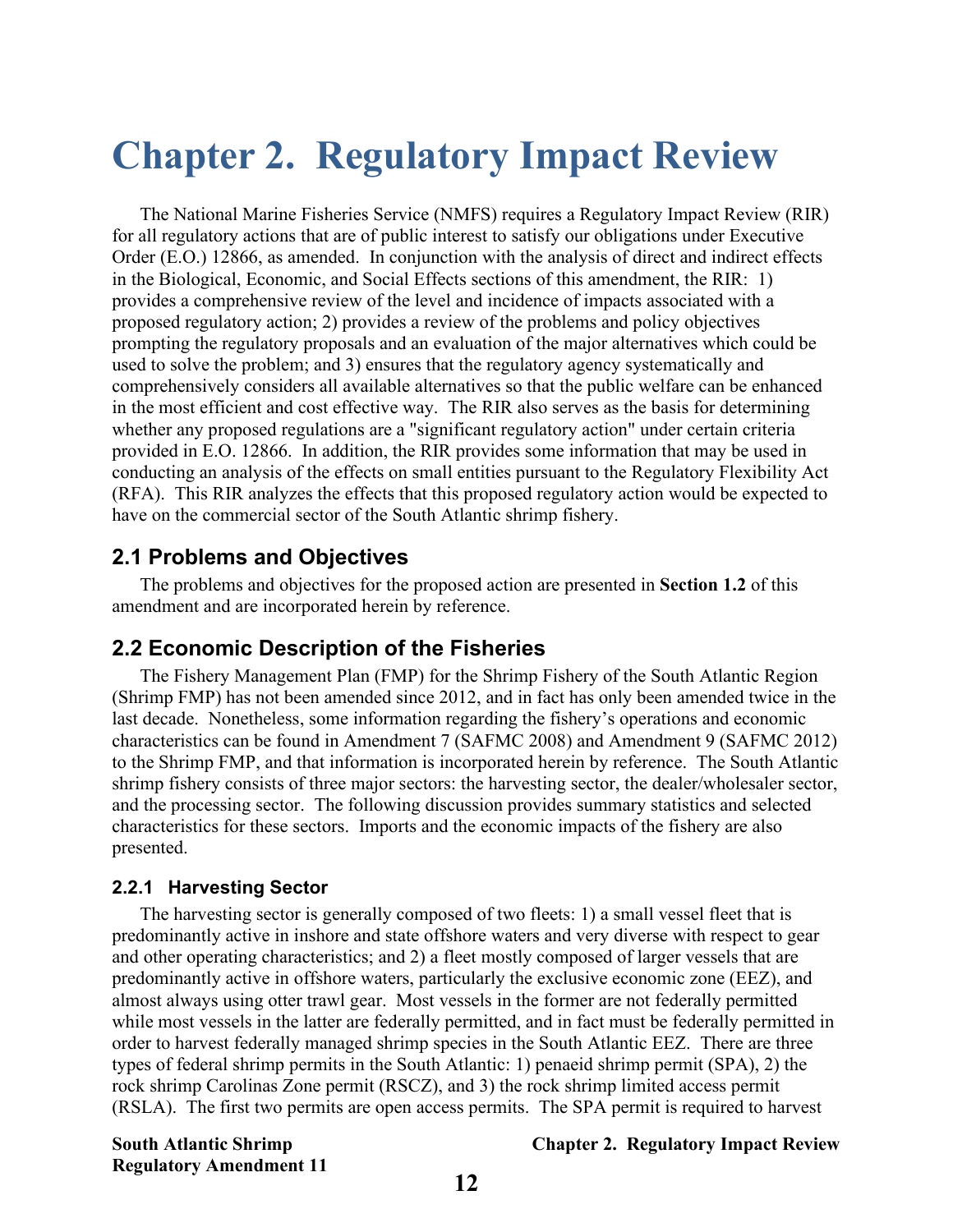# Chapter 2. Regulatory Impact Review

The National Marine Fisheries Service (NMFS) requires a Regulatory Impact Review (RIR) for all regulatory actions that are of public interest to satisfy our obligations under Executive Order (E.O.) 12866, as amended. In conjunction with the analysis of direct and indirect effects in the Biological, Economic, and Social Effects sections of this amendment, the RIR: 1) provides a comprehensive review of the level and incidence of impacts associated with a proposed regulatory action; 2) provides a review of the problems and policy objectives prompting the regulatory proposals and an evaluation of the major alternatives which could be used to solve the problem; and 3) ensures that the regulatory agency systematically and comprehensively considers all available alternatives so that the public welfare can be enhanced in the most efficient and cost effective way. The RIR also serves as the basis for determining whether any proposed regulations are a "significant regulatory action" under certain criteria provided in E.O. 12866. In addition, the RIR provides some information that may be used in conducting an analysis of the effects on small entities pursuant to the Regulatory Flexibility Act (RFA). This RIR analyzes the effects that this proposed regulatory action would be expected to have on the commercial sector of the South Atlantic shrimp fishery.

## 2.1 Problems and Objectives

The problems and objectives for the proposed action are presented in **Section 1.2** of this amendment and are incorporated herein by reference.

## 2.2 Economic Description of the Fisheries

The Fishery Management Plan (FMP) for the Shrimp Fishery of the South Atlantic Region (Shrimp FMP) has not been amended since 2012, and in fact has only been amended twice in the last decade. Nonetheless, some information regarding the fishery's operations and economic characteristics can be found in Amendment 7 (SAFMC 2008) and Amendment 9 (SAFMC 2012) to the Shrimp FMP, and that information is incorporated herein by reference. The South Atlantic shrimp fishery consists of three major sectors: the harvesting sector, the dealer/wholesaler sector, and the processing sector. The following discussion provides summary statistics and selected characteristics for these sectors. Imports and the economic impacts of the fishery are also presented.

### 2.2.1 Harvesting Sector

The harvesting sector is generally composed of two fleets: 1) a small vessel fleet that is predominantly active in inshore and state offshore waters and very diverse with respect to gear and other operating characteristics; and 2) a fleet mostly composed of larger vessels that are predominantly active in offshore waters, particularly the exclusive economic zone (EEZ), and almost always using otter trawl gear. Most vessels in the former are not federally permitted while most vessels in the latter are federally permitted, and in fact must be federally permitted in order to harvest federally managed shrimp species in the South Atlantic EEZ. There are three types of federal shrimp permits in the South Atlantic: 1) penaeid shrimp permit (SPA), 2) the rock shrimp Carolinas Zone permit (RSCZ), and 3) the rock shrimp limited access permit (RSLA). The first two permits are open access permits. The SPA permit is required to harvest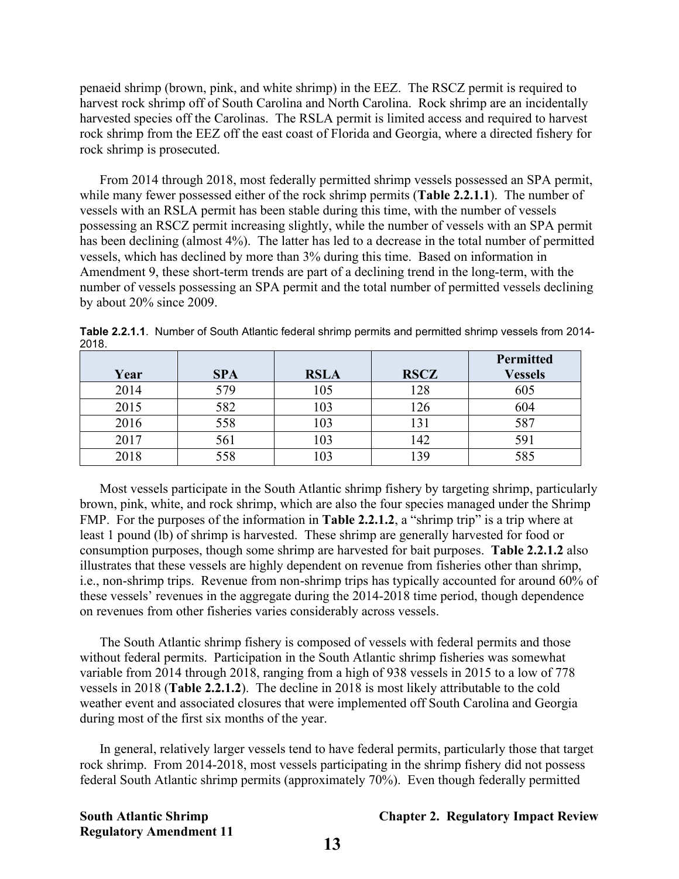penaeid shrimp (brown, pink, and white shrimp) in the EEZ. The RSCZ permit is required to harvest rock shrimp off of South Carolina and North Carolina. Rock shrimp are an incidentally harvested species off the Carolinas. The RSLA permit is limited access and required to harvest rock shrimp from the EEZ off the east coast of Florida and Georgia, where a directed fishery for rock shrimp is prosecuted.

From 2014 through 2018, most federally permitted shrimp vessels possessed an SPA permit, while many fewer possessed either of the rock shrimp permits (**Table 2.2.1.1**). The number of vessels with an RSLA permit has been stable during this time, with the number of vessels possessing an RSCZ permit increasing slightly, while the number of vessels with an SPA permit has been declining (almost 4%). The latter has led to a decrease in the total number of permitted vessels, which has declined by more than 3% during this time. Based on information in Amendment 9, these short-term trends are part of a declining trend in the long-term, with the number of vessels possessing an SPA permit and the total number of permitted vessels declining by about 20% since 2009.

**Table 2.2.1.1**. Number of South Atlantic federal shrimp permits and permitted shrimp vessels from 2014-2018.

| Year | SPA | RSLA | RSCZ | Permitted Vessels |
|---|---|---|---|---|
| 2014 | 579 | 105 | 128 | 605 |
| 2015 | 582 | 103 | 126 | 604 |
| 2016 | 558 | 103 | 131 | 587 |
| 2017 | 561 | 103 | 142 | 591 |
| 2018 | 558 | 103 | 139 | 585 |

Most vessels participate in the South Atlantic shrimp fishery by targeting shrimp, particularly brown, pink, white, and rock shrimp, which are also the four species managed under the Shrimp FMP. For the purposes of the information in **Table 2.2.1.2**, a "shrimp trip" is a trip where at least 1 pound (lb) of shrimp is harvested. These shrimp are generally harvested for food or consumption purposes, though some shrimp are harvested for bait purposes. **Table 2.2.1.2** also illustrates that these vessels are highly dependent on revenue from fisheries other than shrimp, i.e., non-shrimp trips. Revenue from non-shrimp trips has typically accounted for around 60% of these vessels' revenues in the aggregate during the 2014-2018 time period, though dependence on revenues from other fisheries varies considerably across vessels.

The South Atlantic shrimp fishery is composed of vessels with federal permits and those without federal permits. Participation in the South Atlantic shrimp fisheries was somewhat variable from 2014 through 2018, ranging from a high of 938 vessels in 2015 to a low of 778 vessels in 2018 (**Table 2.2.1.2**). The decline in 2018 is most likely attributable to the cold weather event and associated closures that were implemented off South Carolina and Georgia during most of the first six months of the year.

In general, relatively larger vessels tend to have federal permits, particularly those that target rock shrimp. From 2014-2018, most vessels participating in the shrimp fishery did not possess federal South Atlantic shrimp permits (approximately 70%). Even though federally permitted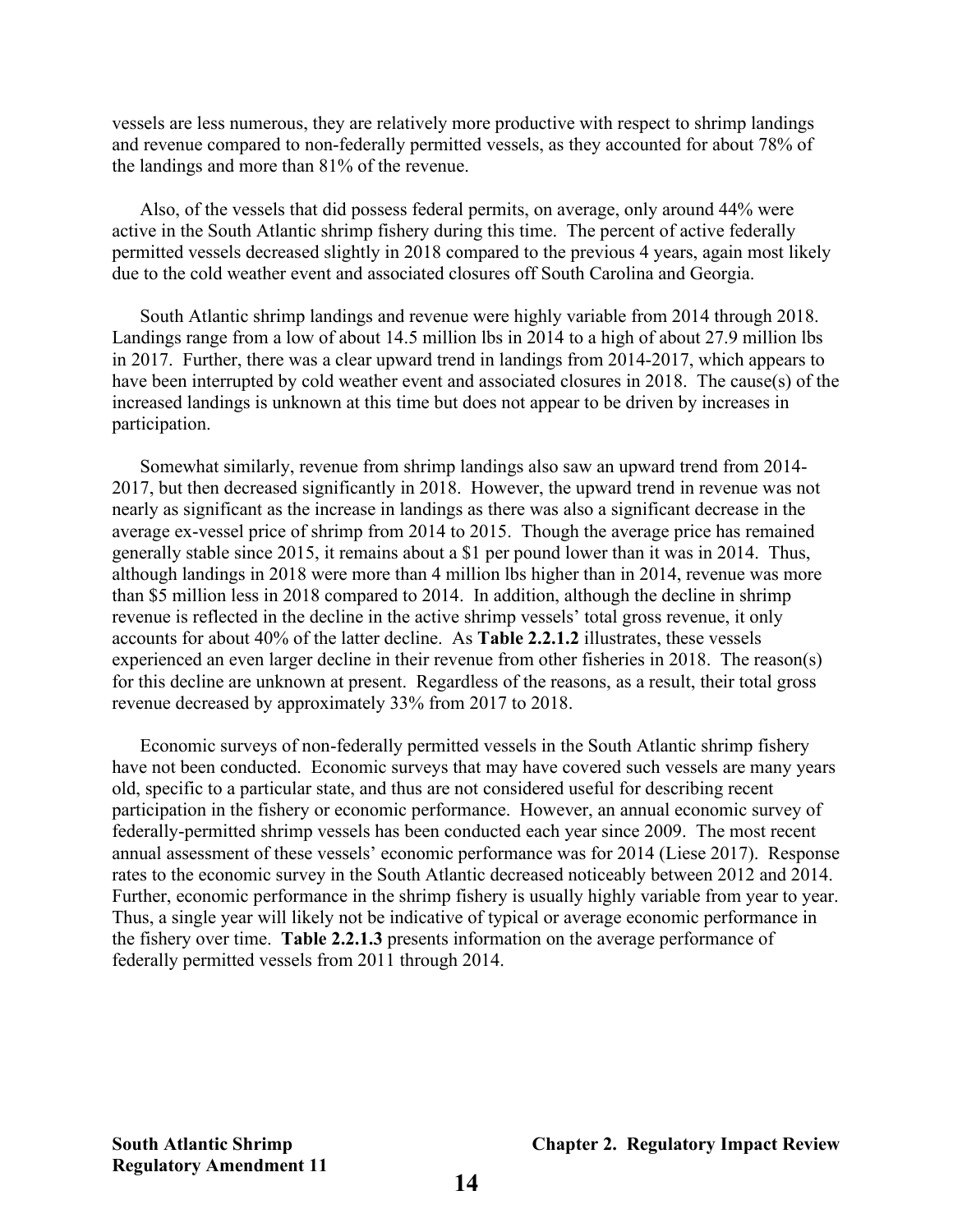vessels are less numerous, they are relatively more productive with respect to shrimp landings and revenue compared to non-federally permitted vessels, as they accounted for about 78% of the landings and more than 81% of the revenue.

Also, of the vessels that did possess federal permits, on average, only around 44% were active in the South Atlantic shrimp fishery during this time. The percent of active federally permitted vessels decreased slightly in 2018 compared to the previous 4 years, again most likely due to the cold weather event and associated closures off South Carolina and Georgia.

South Atlantic shrimp landings and revenue were highly variable from 2014 through 2018. Landings range from a low of about 14.5 million lbs in 2014 to a high of about 27.9 million lbs in 2017. Further, there was a clear upward trend in landings from 2014-2017, which appears to have been interrupted by cold weather event and associated closures in 2018. The cause(s) of the increased landings is unknown at this time but does not appear to be driven by increases in participation.

Somewhat similarly, revenue from shrimp landings also saw an upward trend from 2014-2017, but then decreased significantly in 2018. However, the upward trend in revenue was not nearly as significant as the increase in landings as there was also a significant decrease in the average ex-vessel price of shrimp from 2014 to 2015. Though the average price has remained generally stable since 2015, it remains about a $1 per pound lower than it was in 2014. Thus, although landings in 2018 were more than 4 million lbs higher than in 2014, revenue was more than $5 million less in 2018 compared to 2014. In addition, although the decline in shrimp revenue is reflected in the decline in the active shrimp vessels' total gross revenue, it only accounts for about 40% of the latter decline. As **Table 2.2.1.2** illustrates, these vessels experienced an even larger decline in their revenue from other fisheries in 2018. The reason(s) for this decline are unknown at present. Regardless of the reasons, as a result, their total gross revenue decreased by approximately 33% from 2017 to 2018.

Economic surveys of non-federally permitted vessels in the South Atlantic shrimp fishery have not been conducted. Economic surveys that may have covered such vessels are many years old, specific to a particular state, and thus are not considered useful for describing recent participation in the fishery or economic performance. However, an annual economic survey of federally-permitted shrimp vessels has been conducted each year since 2009. The most recent annual assessment of these vessels' economic performance was for 2014 (Liese 2017). Response rates to the economic survey in the South Atlantic decreased noticeably between 2012 and 2014. Further, economic performance in the shrimp fishery is usually highly variable from year to year. Thus, a single year will likely not be indicative of typical or average economic performance in the fishery over time. **Table 2.2.1.3** presents information on the average performance of federally permitted vessels from 2011 through 2014.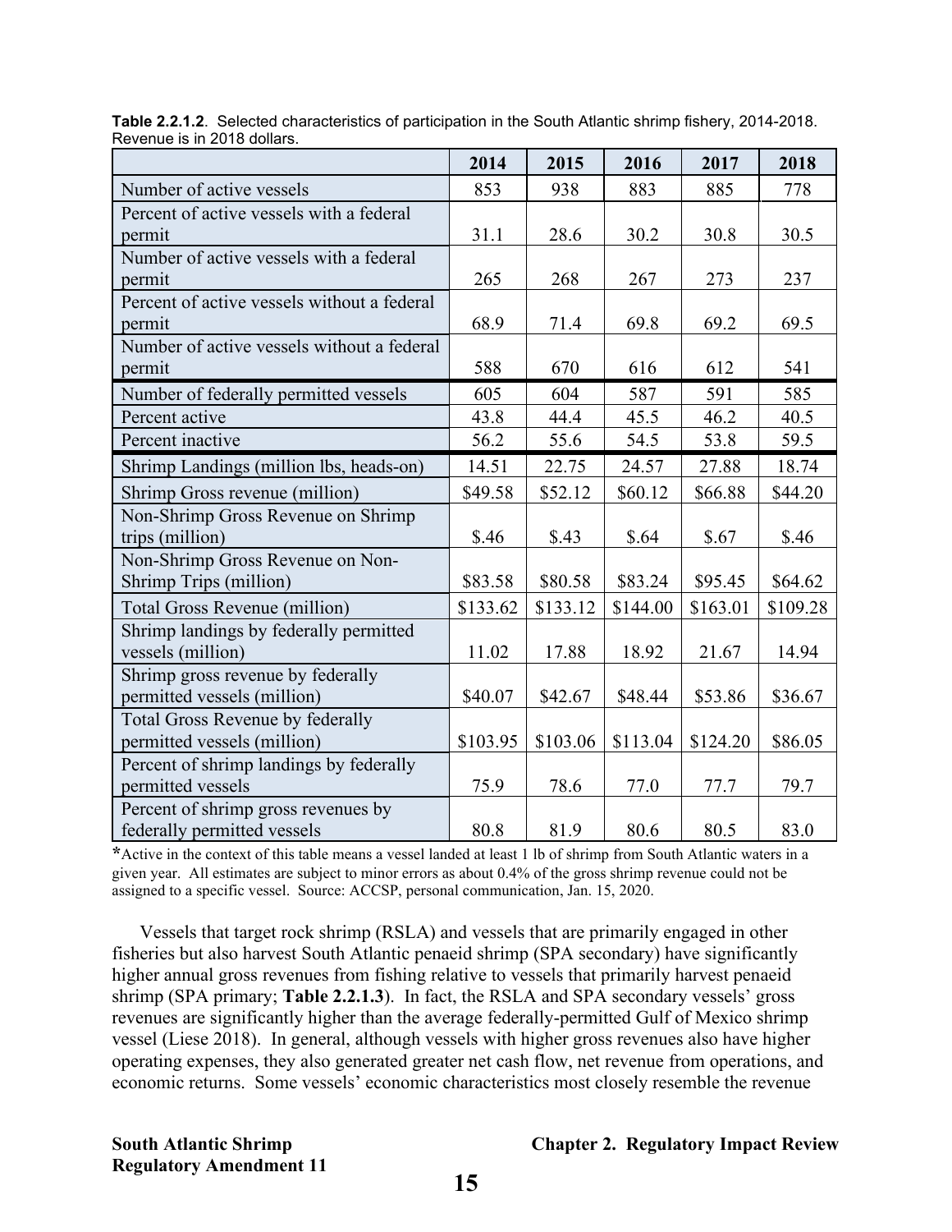**Table 2.2.1.2**. Selected characteristics of participation in the South Atlantic shrimp fishery, 2014-2018. Revenue is in 2018 dollars.

| | 2014 | 2015 | 2016 | 2017 | 2018 |
|---|---|---|---|---|---|
| Number of active vessels | 853 | 938 | 883 | 885 | 778 |
| Percent of active vessels with a federal permit | 31.1 | 28.6 | 30.2 | 30.8 | 30.5 |
| Number of active vessels with a federal permit | 265 | 268 | 267 | 273 | 237 |
| Percent of active vessels without a federal permit | 68.9 | 71.4 | 69.8 | 69.2 | 69.5 |
| Number of active vessels without a federal permit | 588 | 670 | 616 | 612 | 541 |
| Number of federally permitted vessels | 605 | 604 | 587 | 591 | 585 |
| Percent active | 43.8 | 44.4 | 45.5 | 46.2 | 40.5 |
| Percent inactive | 56.2 | 55.6 | 54.5 | 53.8 | 59.5 |
| Shrimp Landings (million lbs, heads-on) | 14.51 | 22.75 | 24.57 | 27.88 | 18.74 |
| Shrimp Gross revenue (million) | $49.58 | $52.12 | $60.12 | $66.88 | $44.20 |
| Non-Shrimp Gross Revenue on Shrimp trips (million) | $.46 | $.43 | $.64 | $.67 | $.46 |
| Non-Shrimp Gross Revenue on Non-Shrimp Trips (million) | $83.58 | $80.58 | $83.24 | $95.45 | $64.62 |
| Total Gross Revenue (million) | $133.62 | $133.12 | $144.00 | $163.01 | $109.28 |
| Shrimp landings by federally permitted vessels (million) | 11.02 | 17.88 | 18.92 | 21.67 | 14.94 |
| Shrimp gross revenue by federally permitted vessels (million) | $40.07 | $42.67 | $48.44 | $53.86 | $36.67 |
| Total Gross Revenue by federally permitted vessels (million) | $103.95 | $103.06 | $113.04 | $124.20 | $86.05 |
| Percent of shrimp landings by federally permitted vessels | 75.9 | 78.6 | 77.0 | 77.7 | 79.7 |
| Percent of shrimp gross revenues by federally permitted vessels | 80.8 | 81.9 | 80.6 | 80.5 | 83.0 |

*Active in the context of this table means a vessel landed at least 1 lb of shrimp from South Atlantic waters in a given year. All estimates are subject to minor errors as about 0.4% of the gross shrimp revenue could not be assigned to a specific vessel. Source: ACCSP, personal communication, Jan. 15, 2020.

Vessels that target rock shrimp (RSLA) and vessels that are primarily engaged in other fisheries but also harvest South Atlantic penaeid shrimp (SPA secondary) have significantly higher annual gross revenues from fishing relative to vessels that primarily harvest penaeid shrimp (SPA primary; **Table 2.2.1.3**). In fact, the RSLA and SPA secondary vessels' gross revenues are significantly higher than the average federally-permitted Gulf of Mexico shrimp vessel (Liese 2018). In general, although vessels with higher gross revenues also have higher operating expenses, they also generated greater net cash flow, net revenue from operations, and economic returns. Some vessels' economic characteristics most closely resemble the revenue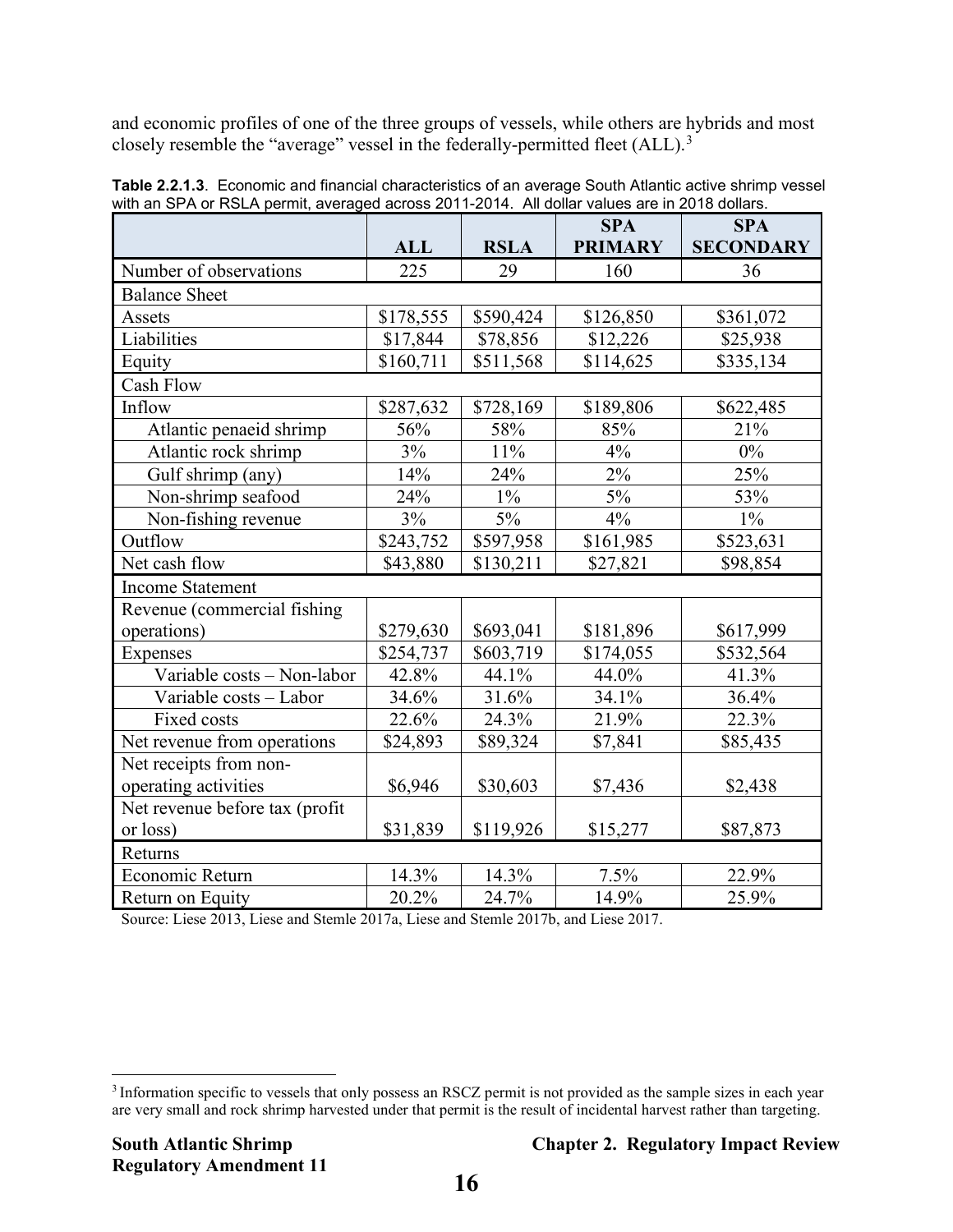and economic profiles of one of the three groups of vessels, while others are hybrids and most closely resemble the "average" vessel in the federally-permitted fleet (ALL).[3]

**Table 2.2.1.3**. Economic and financial characteristics of an average South Atlantic active shrimp vessel with an SPA or RSLA permit, averaged across 2011-2014. All dollar values are in 2018 dollars.

| | ALL | RSLA | SPA PRIMARY | SPA SECONDARY |
|---|---|---|---|---|
| Number of observations | 225 | 29 | 160 | 36 |
| Balance Sheet | | | | |
| Assets | $178,555 | $590,424 | $126,850 | $361,072 |
| Liabilities | $17,844 | $78,856 | $12,226 | $25,938 |
| Equity | $160,711 | $511,568 | $114,625 | $335,134 |
| Cash Flow | | | | |
| Inflow | $287,632 | $728,169 | $189,806 | $622,485 |
| Atlantic penaeid shrimp | 56% | 58% | 85% | 21% |
| Atlantic rock shrimp | 3% | 11% | 4% | 0% |
| Gulf shrimp (any) | 14% | 24% | 2% | 25% |
| Non-shrimp seafood | 24% | 1% | 5% | 53% |
| Non-fishing revenue | 3% | 5% | 4% | 1% |
| Outflow | $243,752 | $597,958 | $161,985 | $523,631 |
| Net cash flow | $43,880 | $130,211 | $27,821 | $98,854 |
| Income Statement | | | | |
| Revenue (commercial fishing operations) | $279,630 | $693,041 | $181,896 | $617,999 |
| Expenses | $254,737 | $603,719 | $174,055 | $532,564 |
| Variable costs – Non-labor | 42.8% | 44.1% | 44.0% | 41.3% |
| Variable costs – Labor | 34.6% | 31.6% | 34.1% | 36.4% |
| Fixed costs | 22.6% | 24.3% | 21.9% | 22.3% |
| Net revenue from operations | $24,893 | $89,324 | $7,841 | $85,435 |
| Net receipts from non-operating activities | $6,946 | $30,603 | $7,436 | $2,438 |
| Net revenue before tax (profit or loss) | $31,839 | $119,926 | $15,277 | $87,873 |
| Returns | | | | |
| Economic Return | 14.3% | 14.3% | 7.5% | 22.9% |
| Return on Equity | 20.2% | 24.7% | 14.9% | 25.9% |

Source: Liese 2013, Liese and Stemle 2017a, Liese and Stemle 2017b, and Liese 2017.

[3] Information specific to vessels that only possess an RSCZ permit is not provided as the sample sizes in each year are very small and rock shrimp harvested under that permit is the result of incidental harvest rather than targeting.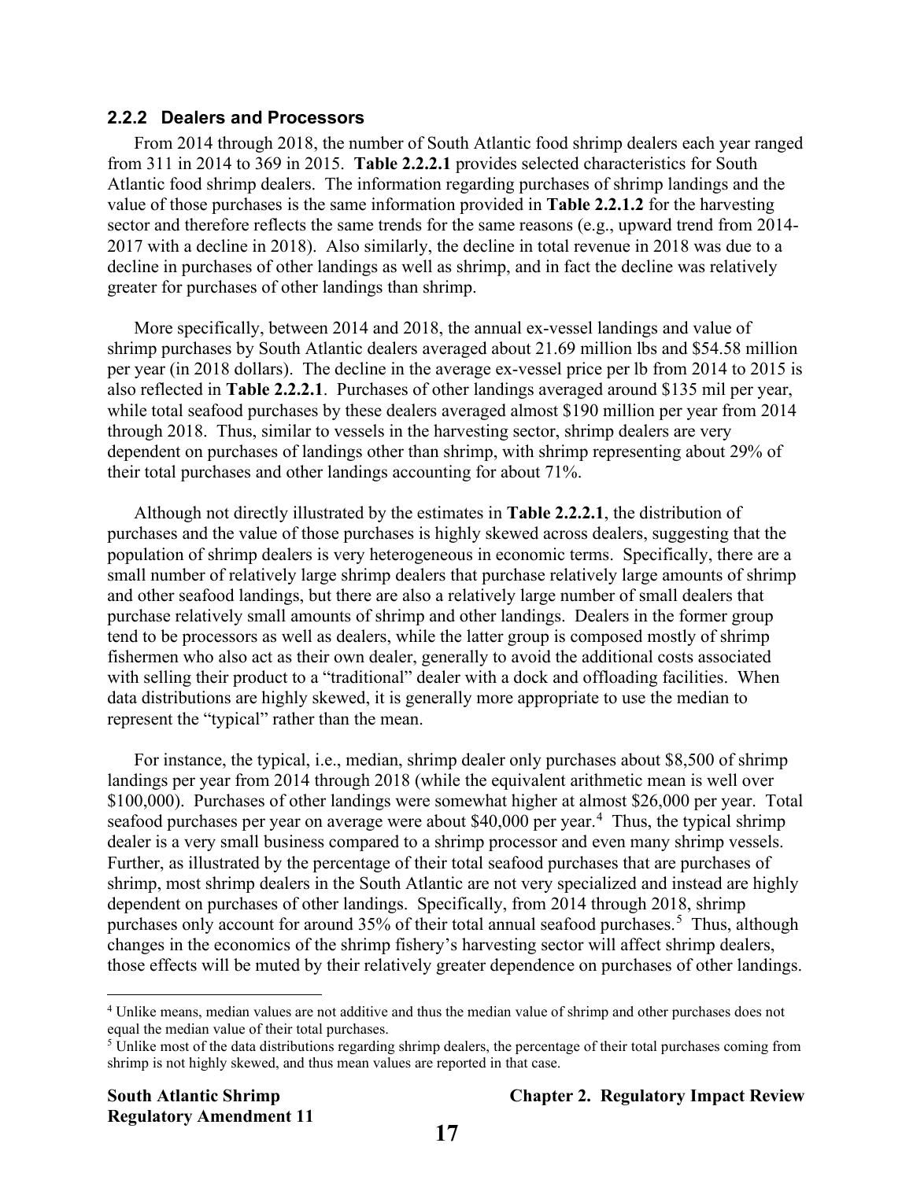### 2.2.2 Dealers and Processors

From 2014 through 2018, the number of South Atlantic food shrimp dealers each year ranged from 311 in 2014 to 369 in 2015. **Table 2.2.2.1** provides selected characteristics for South Atlantic food shrimp dealers. The information regarding purchases of shrimp landings and the value of those purchases is the same information provided in **Table 2.2.1.2** for the harvesting sector and therefore reflects the same trends for the same reasons (e.g., upward trend from 2014-2017 with a decline in 2018). Also similarly, the decline in total revenue in 2018 was due to a decline in purchases of other landings as well as shrimp, and in fact the decline was relatively greater for purchases of other landings than shrimp.

More specifically, between 2014 and 2018, the annual ex-vessel landings and value of shrimp purchases by South Atlantic dealers averaged about 21.69 million lbs and $54.58 million per year (in 2018 dollars). The decline in the average ex-vessel price per lb from 2014 to 2015 is also reflected in **Table 2.2.2.1**. Purchases of other landings averaged around $135 mil per year, while total seafood purchases by these dealers averaged almost $190 million per year from 2014 through 2018. Thus, similar to vessels in the harvesting sector, shrimp dealers are very dependent on purchases of landings other than shrimp, with shrimp representing about 29% of their total purchases and other landings accounting for about 71%.

Although not directly illustrated by the estimates in **Table 2.2.2.1**, the distribution of purchases and the value of those purchases is highly skewed across dealers, suggesting that the population of shrimp dealers is very heterogeneous in economic terms. Specifically, there are a small number of relatively large shrimp dealers that purchase relatively large amounts of shrimp and other seafood landings, but there are also a relatively large number of small dealers that purchase relatively small amounts of shrimp and other landings. Dealers in the former group tend to be processors as well as dealers, while the latter group is composed mostly of shrimp fishermen who also act as their own dealer, generally to avoid the additional costs associated with selling their product to a "traditional" dealer with a dock and offloading facilities. When data distributions are highly skewed, it is generally more appropriate to use the median to represent the "typical" rather than the mean.

For instance, the typical, i.e., median, shrimp dealer only purchases about $8,500 of shrimp landings per year from 2014 through 2018 (while the equivalent arithmetic mean is well over $100,000). Purchases of other landings were somewhat higher at almost $26,000 per year. Total seafood purchases per year on average were about $40,000 per year.[4] Thus, the typical shrimp dealer is a very small business compared to a shrimp processor and even many shrimp vessels. Further, as illustrated by the percentage of their total seafood purchases that are purchases of shrimp, most shrimp dealers in the South Atlantic are not very specialized and instead are highly dependent on purchases of other landings. Specifically, from 2014 through 2018, shrimp purchases only account for around 35% of their total annual seafood purchases.[5] Thus, although changes in the economics of the shrimp fishery's harvesting sector will affect shrimp dealers, those effects will be muted by their relatively greater dependence on purchases of other landings.

---

[4] Unlike means, median values are not additive and thus the median value of shrimp and other purchases does not equal the median value of their total purchases.

[5] Unlike most of the data distributions regarding shrimp dealers, the percentage of their total purchases coming from shrimp is not highly skewed, and thus mean values are reported in that case.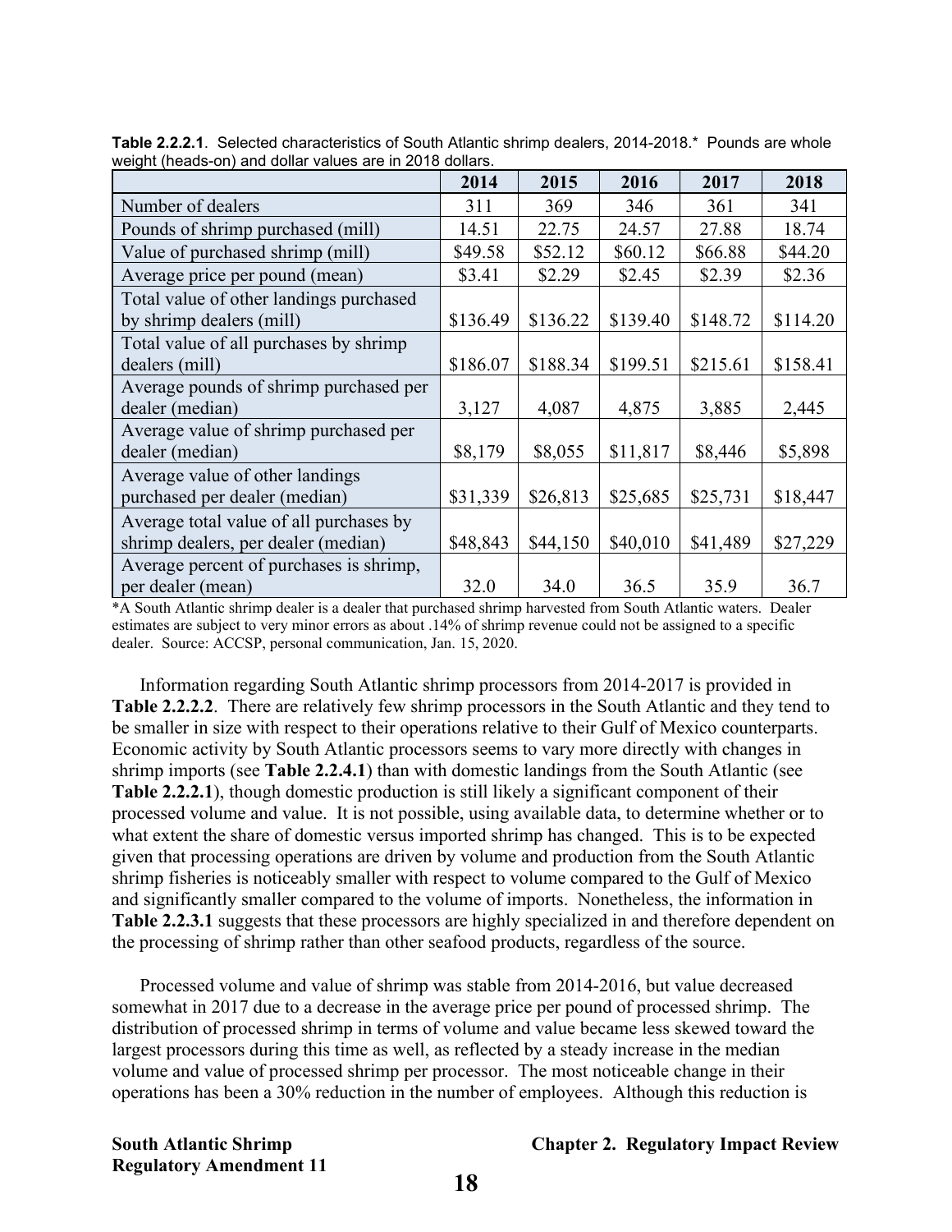**Table 2.2.2.1**. Selected characteristics of South Atlantic shrimp dealers, 2014-2018.* Pounds are whole weight (heads-on) and dollar values are in 2018 dollars.

| | 2014 | 2015 | 2016 | 2017 | 2018 |
|---|---|---|---|---|---|
| Number of dealers | 311 | 369 | 346 | 361 | 341 |
| Pounds of shrimp purchased (mill) | 14.51 | 22.75 | 24.57 | 27.88 | 18.74 |
| Value of purchased shrimp (mill) | $49.58 | $52.12 | $60.12 | $66.88 | $44.20 |
| Average price per pound (mean) | $3.41 | $2.29 | $2.45 | $2.39 | $2.36 |
| Total value of other landings purchased by shrimp dealers (mill) | $136.49 | $136.22 | $139.40 | $148.72 | $114.20 |
| Total value of all purchases by shrimp dealers (mill) | $186.07 | $188.34 | $199.51 | $215.61 | $158.41 |
| Average pounds of shrimp purchased per dealer (median) | 3,127 | 4,087 | 4,875 | 3,885 | 2,445 |
| Average value of shrimp purchased per dealer (median) | $8,179 | $8,055 | $11,817 | $8,446 | $5,898 |
| Average value of other landings purchased per dealer (median) | $31,339 | $26,813 | $25,685 | $25,731 | $18,447 |
| Average total value of all purchases by shrimp dealers, per dealer (median) | $48,843 | $44,150 | $40,010 | $41,489 | $27,229 |
| Average percent of purchases is shrimp, per dealer (mean) | 32.0 | 34.0 | 36.5 | 35.9 | 36.7 |

*A South Atlantic shrimp dealer is a dealer that purchased shrimp harvested from South Atlantic waters. Dealer estimates are subject to very minor errors as about .14% of shrimp revenue could not be assigned to a specific dealer. Source: ACCSP, personal communication, Jan. 15, 2020.

Information regarding South Atlantic shrimp processors from 2014-2017 is provided in **Table 2.2.2.2**. There are relatively few shrimp processors in the South Atlantic and they tend to be smaller in size with respect to their operations relative to their Gulf of Mexico counterparts. Economic activity by South Atlantic processors seems to vary more directly with changes in shrimp imports (see **Table 2.2.4.1**) than with domestic landings from the South Atlantic (see **Table 2.2.2.1**), though domestic production is still likely a significant component of their processed volume and value. It is not possible, using available data, to determine whether or to what extent the share of domestic versus imported shrimp has changed. This is to be expected given that processing operations are driven by volume and production from the South Atlantic shrimp fisheries is noticeably smaller with respect to volume compared to the Gulf of Mexico and significantly smaller compared to the volume of imports. Nonetheless, the information in **Table 2.2.3.1** suggests that these processors are highly specialized in and therefore dependent on the processing of shrimp rather than other seafood products, regardless of the source.

Processed volume and value of shrimp was stable from 2014-2016, but value decreased somewhat in 2017 due to a decrease in the average price per pound of processed shrimp. The distribution of processed shrimp in terms of volume and value became less skewed toward the largest processors during this time as well, as reflected by a steady increase in the median volume and value of processed shrimp per processor. The most noticeable change in their operations has been a 30% reduction in the number of employees. Although this reduction is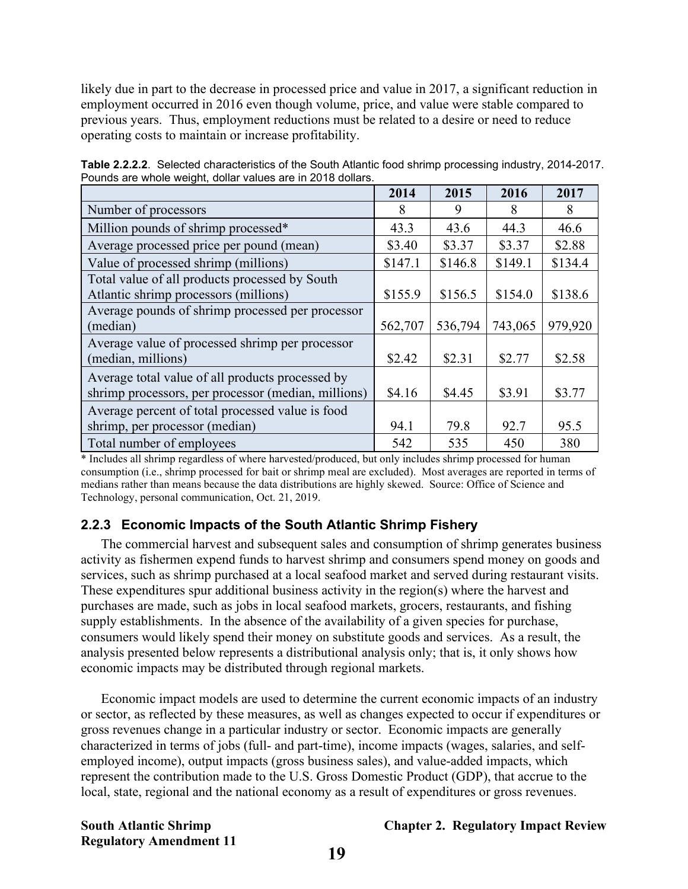likely due in part to the decrease in processed price and value in 2017, a significant reduction in employment occurred in 2016 even though volume, price, and value were stable compared to previous years. Thus, employment reductions must be related to a desire or need to reduce operating costs to maintain or increase profitability.

**Table 2.2.2.2**. Selected characteristics of the South Atlantic food shrimp processing industry, 2014-2017. Pounds are whole weight, dollar values are in 2018 dollars.

| | 2014 | 2015 | 2016 | 2017 |
|---|---|---|---|---|
| Number of processors | 8 | 9 | 8 | 8 |
| Million pounds of shrimp processed* | 43.3 | 43.6 | 44.3 | 46.6 |
| Average processed price per pound (mean) | $3.40 | $3.37 | $3.37 | $2.88 |
| Value of processed shrimp (millions) | $147.1 | $146.8 | $149.1 | $134.4 |
| Total value of all products processed by South Atlantic shrimp processors (millions) | $155.9 | $156.5 | $154.0 | $138.6 |
| Average pounds of shrimp processed per processor (median) | 562,707 | 536,794 | 743,065 | 979,920 |
| Average value of processed shrimp per processor (median, millions) | $2.42 | $2.31 | $2.77 | $2.58 |
| Average total value of all products processed by shrimp processors, per processor (median, millions) | $4.16 | $4.45 | $3.91 | $3.77 |
| Average percent of total processed value is food shrimp, per processor (median) | 94.1 | 79.8 | 92.7 | 95.5 |
| Total number of employees | 542 | 535 | 450 | 380 |

\* Includes all shrimp regardless of where harvested/produced, but only includes shrimp processed for human consumption (i.e., shrimp processed for bait or shrimp meal are excluded). Most averages are reported in terms of medians rather than means because the data distributions are highly skewed. Source: Office of Science and Technology, personal communication, Oct. 21, 2019.

### 2.2.3 Economic Impacts of the South Atlantic Shrimp Fishery

The commercial harvest and subsequent sales and consumption of shrimp generates business activity as fishermen expend funds to harvest shrimp and consumers spend money on goods and services, such as shrimp purchased at a local seafood market and served during restaurant visits. These expenditures spur additional business activity in the region(s) where the harvest and purchases are made, such as jobs in local seafood markets, grocers, restaurants, and fishing supply establishments. In the absence of the availability of a given species for purchase, consumers would likely spend their money on substitute goods and services. As a result, the analysis presented below represents a distributional analysis only; that is, it only shows how economic impacts may be distributed through regional markets.

Economic impact models are used to determine the current economic impacts of an industry or sector, as reflected by these measures, as well as changes expected to occur if expenditures or gross revenues change in a particular industry or sector. Economic impacts are generally characterized in terms of jobs (full- and part-time), income impacts (wages, salaries, and self-employed income), output impacts (gross business sales), and value-added impacts, which represent the contribution made to the U.S. Gross Domestic Product (GDP), that accrue to the local, state, regional and the national economy as a result of expenditures or gross revenues.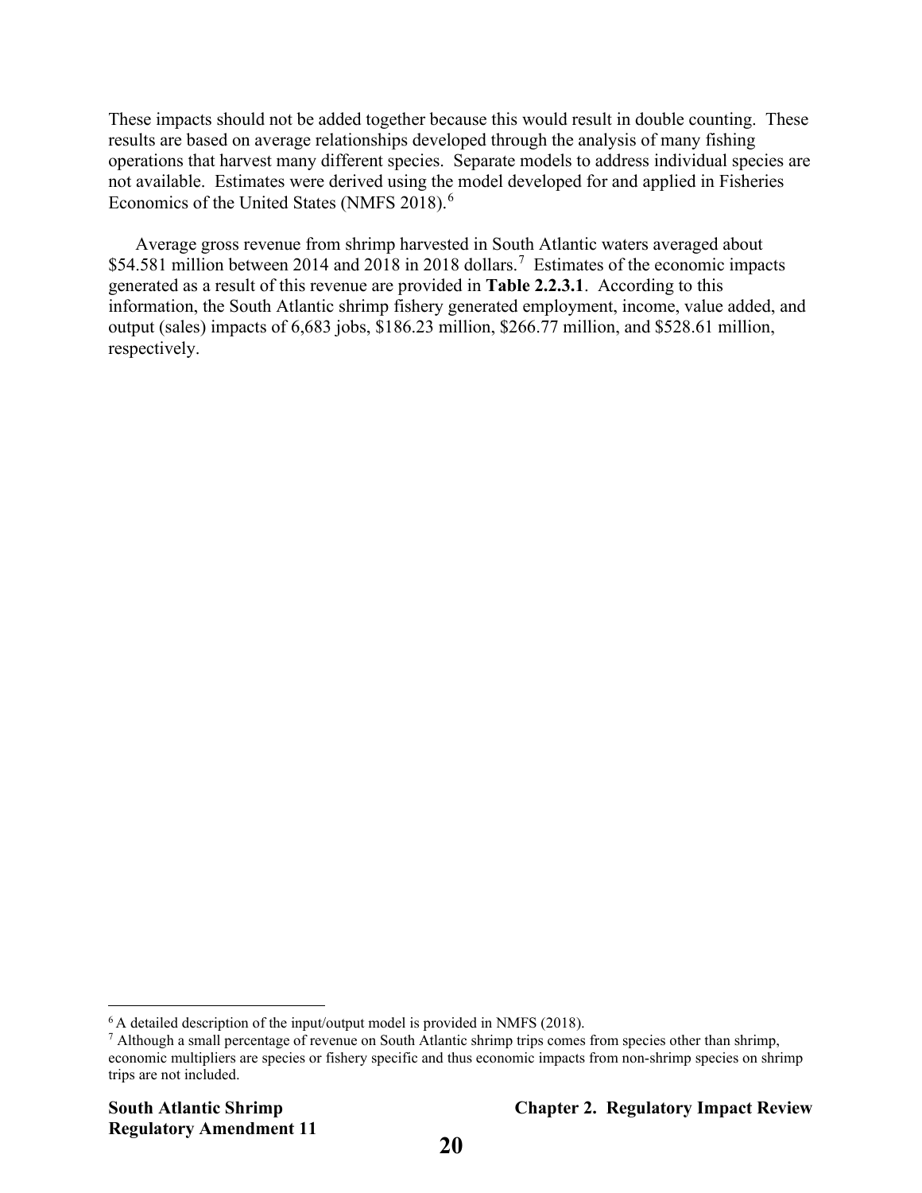These impacts should not be added together because this would result in double counting. These results are based on average relationships developed through the analysis of many fishing operations that harvest many different species. Separate models to address individual species are not available. Estimates were derived using the model developed for and applied in Fisheries Economics of the United States (NMFS 2018).[6]

Average gross revenue from shrimp harvested in South Atlantic waters averaged about $54.581 million between 2014 and 2018 in 2018 dollars.[7] Estimates of the economic impacts generated as a result of this revenue are provided in **Table 2.2.3.1**. According to this information, the South Atlantic shrimp fishery generated employment, income, value added, and output (sales) impacts of 6,683 jobs, $186.23 million, $266.77 million, and $528.61 million, respectively.

---

[6] A detailed description of the input/output model is provided in NMFS (2018).

[7] Although a small percentage of revenue on South Atlantic shrimp trips comes from species other than shrimp, economic multipliers are species or fishery specific and thus economic impacts from non-shrimp species on shrimp trips are not included.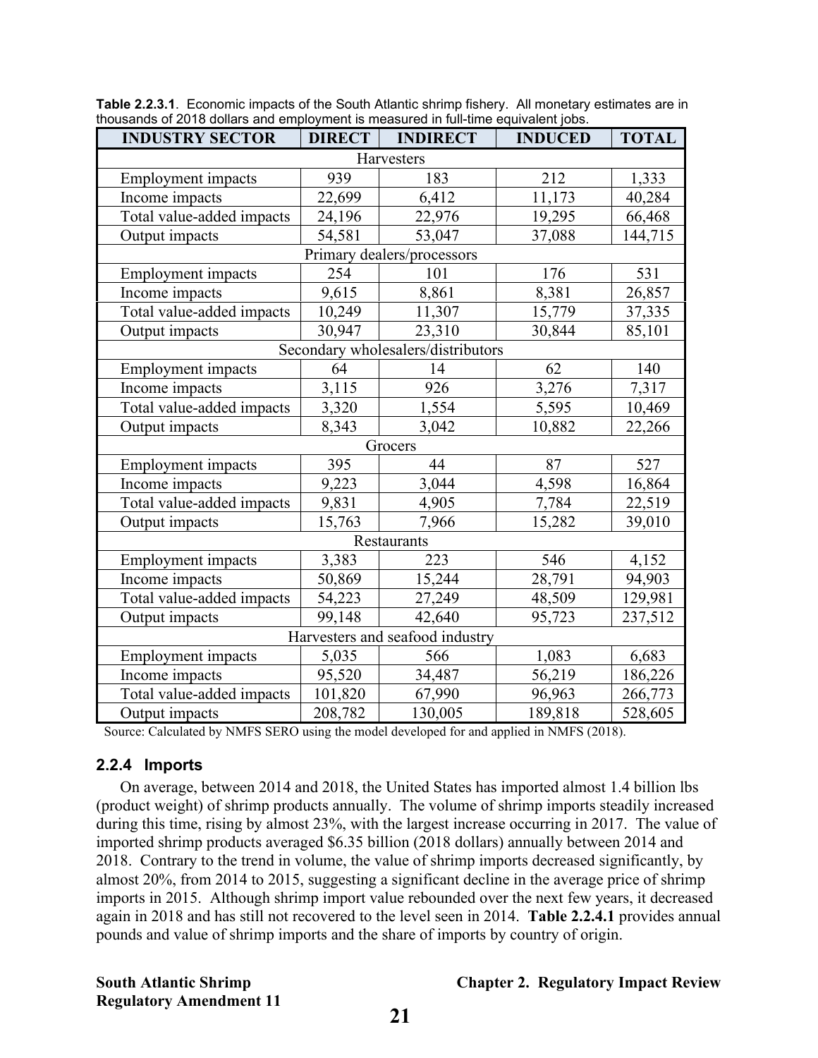**Table 2.2.3.1**. Economic impacts of the South Atlantic shrimp fishery. All monetary estimates are in thousands of 2018 dollars and employment is measured in full-time equivalent jobs.

| INDUSTRY SECTOR | DIRECT | INDIRECT | INDUCED | TOTAL |
|---|---|---|---|---|
| Harvesters | | | | |
| Employment impacts | 939 | 183 | 212 | 1,333 |
| Income impacts | 22,699 | 6,412 | 11,173 | 40,284 |
| Total value-added impacts | 24,196 | 22,976 | 19,295 | 66,468 |
| Output impacts | 54,581 | 53,047 | 37,088 | 144,715 |
| Primary dealers/processors | | | | |
| Employment impacts | 254 | 101 | 176 | 531 |
| Income impacts | 9,615 | 8,861 | 8,381 | 26,857 |
| Total value-added impacts | 10,249 | 11,307 | 15,779 | 37,335 |
| Output impacts | 30,947 | 23,310 | 30,844 | 85,101 |
| Secondary wholesalers/distributors | | | | |
| Employment impacts | 64 | 14 | 62 | 140 |
| Income impacts | 3,115 | 926 | 3,276 | 7,317 |
| Total value-added impacts | 3,320 | 1,554 | 5,595 | 10,469 |
| Output impacts | 8,343 | 3,042 | 10,882 | 22,266 |
| Grocers | | | | |
| Employment impacts | 395 | 44 | 87 | 527 |
| Income impacts | 9,223 | 3,044 | 4,598 | 16,864 |
| Total value-added impacts | 9,831 | 4,905 | 7,784 | 22,519 |
| Output impacts | 15,763 | 7,966 | 15,282 | 39,010 |
| Restaurants | | | | |
| Employment impacts | 3,383 | 223 | 546 | 4,152 |
| Income impacts | 50,869 | 15,244 | 28,791 | 94,903 |
| Total value-added impacts | 54,223 | 27,249 | 48,509 | 129,981 |
| Output impacts | 99,148 | 42,640 | 95,723 | 237,512 |
| Harvesters and seafood industry | | | | |
| Employment impacts | 5,035 | 566 | 1,083 | 6,683 |
| Income impacts | 95,520 | 34,487 | 56,219 | 186,226 |
| Total value-added impacts | 101,820 | 67,990 | 96,963 | 266,773 |
| Output impacts | 208,782 | 130,005 | 189,818 | 528,605 |

Source: Calculated by NMFS SERO using the model developed for and applied in NMFS (2018).

### 2.2.4 Imports

On average, between 2014 and 2018, the United States has imported almost 1.4 billion lbs (product weight) of shrimp products annually. The volume of shrimp imports steadily increased during this time, rising by almost 23%, with the largest increase occurring in 2017. The value of imported shrimp products averaged $6.35 billion (2018 dollars) annually between 2014 and 2018. Contrary to the trend in volume, the value of shrimp imports decreased significantly, by almost 20%, from 2014 to 2015, suggesting a significant decline in the average price of shrimp imports in 2015. Although shrimp import value rebounded over the next few years, it decreased again in 2018 and has still not recovered to the level seen in 2014. **Table 2.2.4.1** provides annual pounds and value of shrimp imports and the share of imports by country of origin.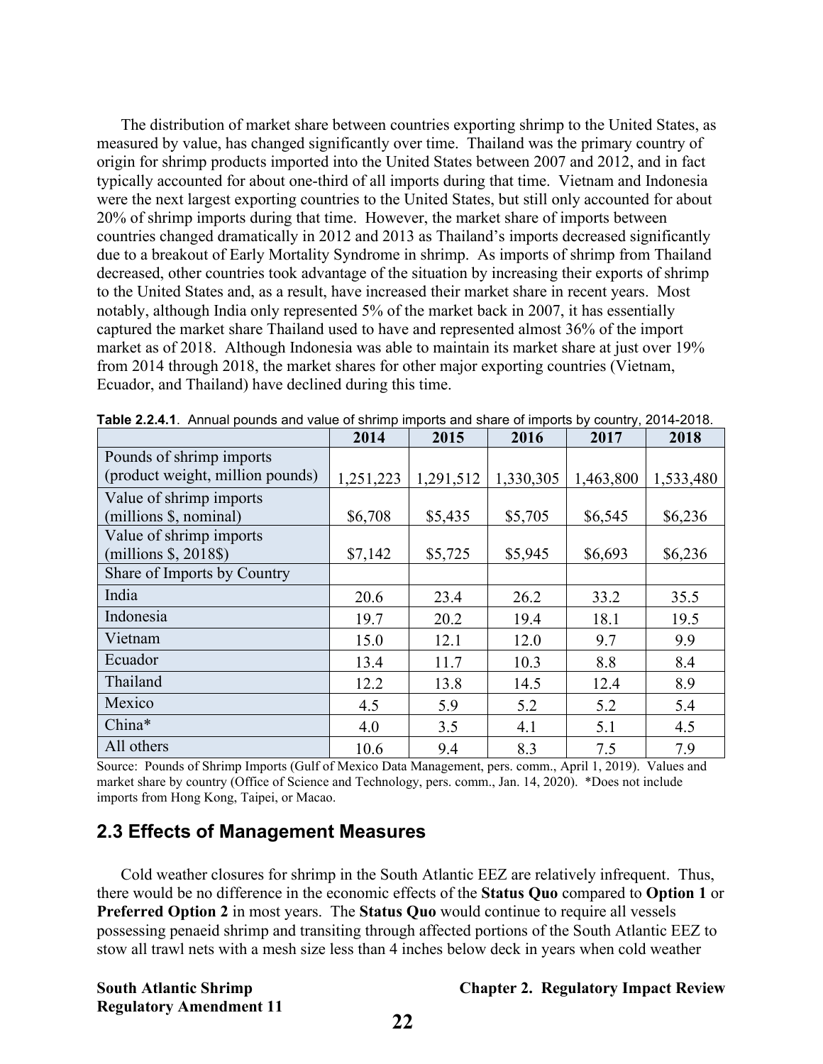The distribution of market share between countries exporting shrimp to the United States, as measured by value, has changed significantly over time. Thailand was the primary country of origin for shrimp products imported into the United States between 2007 and 2012, and in fact typically accounted for about one-third of all imports during that time. Vietnam and Indonesia were the next largest exporting countries to the United States, but still only accounted for about 20% of shrimp imports during that time. However, the market share of imports between countries changed dramatically in 2012 and 2013 as Thailand's imports decreased significantly due to a breakout of Early Mortality Syndrome in shrimp. As imports of shrimp from Thailand decreased, other countries took advantage of the situation by increasing their exports of shrimp to the United States and, as a result, have increased their market share in recent years. Most notably, although India only represented 5% of the market back in 2007, it has essentially captured the market share Thailand used to have and represented almost 36% of the import market as of 2018. Although Indonesia was able to maintain its market share at just over 19% from 2014 through 2018, the market shares for other major exporting countries (Vietnam, Ecuador, and Thailand) have declined during this time.

**Table 2.2.4.1**. Annual pounds and value of shrimp imports and share of imports by country, 2014-2018.

| | 2014 | 2015 | 2016 | 2017 | 2018 |
|---|---|---|---|---|---|
| Pounds of shrimp imports (product weight, million pounds) | 1,251,223 | 1,291,512 | 1,330,305 | 1,463,800 | 1,533,480 |
| Value of shrimp imports (millions $, nominal) | $6,708 | $5,435 | $5,705 | $6,545 | $6,236 |
| Value of shrimp imports (millions $, 2018$) | $7,142 | $5,725 | $5,945 | $6,693 | $6,236 |
| Share of Imports by Country | | | | | |
| India | 20.6 | 23.4 | 26.2 | 33.2 | 35.5 |
| Indonesia | 19.7 | 20.2 | 19.4 | 18.1 | 19.5 |
| Vietnam | 15.0 | 12.1 | 12.0 | 9.7 | 9.9 |
| Ecuador | 13.4 | 11.7 | 10.3 | 8.8 | 8.4 |
| Thailand | 12.2 | 13.8 | 14.5 | 12.4 | 8.9 |
| Mexico | 4.5 | 5.9 | 5.2 | 5.2 | 5.4 |
| China* | 4.0 | 3.5 | 4.1 | 5.1 | 4.5 |
| All others | 10.6 | 9.4 | 8.3 | 7.5 | 7.9 |

Source: Pounds of Shrimp Imports (Gulf of Mexico Data Management, pers. comm., April 1, 2019). Values and market share by country (Office of Science and Technology, pers. comm., Jan. 14, 2020). *Does not include imports from Hong Kong, Taipei, or Macao.

## 2.3 Effects of Management Measures

Cold weather closures for shrimp in the South Atlantic EEZ are relatively infrequent. Thus, there would be no difference in the economic effects of the **Status Quo** compared to **Option 1** or **Preferred Option 2** in most years. The **Status Quo** would continue to require all vessels possessing penaeid shrimp and transiting through affected portions of the South Atlantic EEZ to stow all trawl nets with a mesh size less than 4 inches below deck in years when cold weather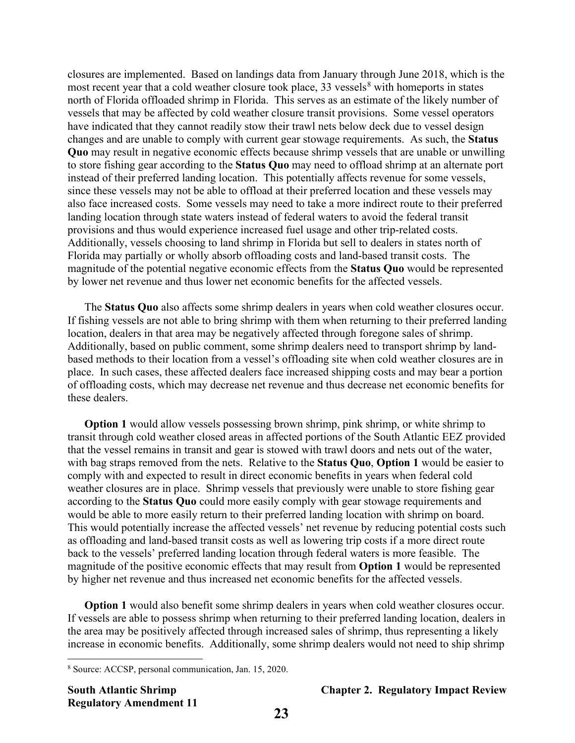closures are implemented. Based on landings data from January through June 2018, which is the most recent year that a cold weather closure took place, 33 vessels[8] with homeports in states north of Florida offloaded shrimp in Florida. This serves as an estimate of the likely number of vessels that may be affected by cold weather closure transit provisions. Some vessel operators have indicated that they cannot readily stow their trawl nets below deck due to vessel design changes and are unable to comply with current gear stowage requirements. As such, the **Status Quo** may result in negative economic effects because shrimp vessels that are unable or unwilling to store fishing gear according to the **Status Quo** may need to offload shrimp at an alternate port instead of their preferred landing location. This potentially affects revenue for some vessels, since these vessels may not be able to offload at their preferred location and these vessels may also face increased costs. Some vessels may need to take a more indirect route to their preferred landing location through state waters instead of federal waters to avoid the federal transit provisions and thus would experience increased fuel usage and other trip-related costs. Additionally, vessels choosing to land shrimp in Florida but sell to dealers in states north of Florida may partially or wholly absorb offloading costs and land-based transit costs. The magnitude of the potential negative economic effects from the **Status Quo** would be represented by lower net revenue and thus lower net economic benefits for the affected vessels.

The **Status Quo** also affects some shrimp dealers in years when cold weather closures occur. If fishing vessels are not able to bring shrimp with them when returning to their preferred landing location, dealers in that area may be negatively affected through foregone sales of shrimp. Additionally, based on public comment, some shrimp dealers need to transport shrimp by land-based methods to their location from a vessel's offloading site when cold weather closures are in place. In such cases, these affected dealers face increased shipping costs and may bear a portion of offloading costs, which may decrease net revenue and thus decrease net economic benefits for these dealers.

**Option 1** would allow vessels possessing brown shrimp, pink shrimp, or white shrimp to transit through cold weather closed areas in affected portions of the South Atlantic EEZ provided that the vessel remains in transit and gear is stowed with trawl doors and nets out of the water, with bag straps removed from the nets. Relative to the **Status Quo**, **Option 1** would be easier to comply with and expected to result in direct economic benefits in years when federal cold weather closures are in place. Shrimp vessels that previously were unable to store fishing gear according to the **Status Quo** could more easily comply with gear stowage requirements and would be able to more easily return to their preferred landing location with shrimp on board. This would potentially increase the affected vessels' net revenue by reducing potential costs such as offloading and land-based transit costs as well as lowering trip costs if a more direct route back to the vessels' preferred landing location through federal waters is more feasible. The magnitude of the positive economic effects that may result from **Option 1** would be represented by higher net revenue and thus increased net economic benefits for the affected vessels.

**Option 1** would also benefit some shrimp dealers in years when cold weather closures occur. If vessels are able to possess shrimp when returning to their preferred landing location, dealers in the area may be positively affected through increased sales of shrimp, thus representing a likely increase in economic benefits. Additionally, some shrimp dealers would not need to ship shrimp

---

[8] Source: ACCSP, personal communication, Jan. 15, 2020.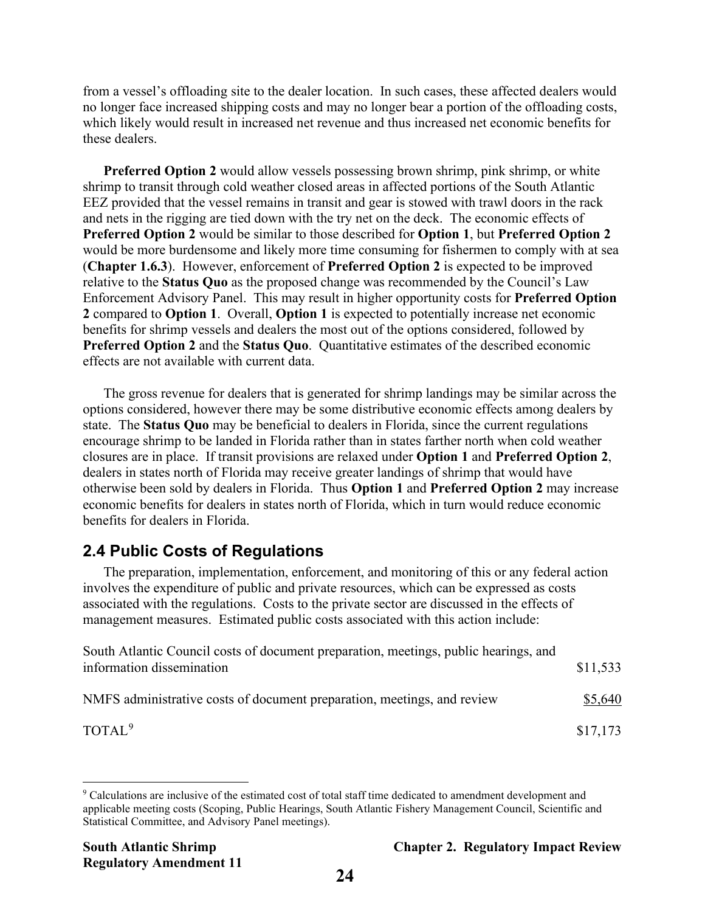from a vessel's offloading site to the dealer location. In such cases, these affected dealers would no longer face increased shipping costs and may no longer bear a portion of the offloading costs, which likely would result in increased net revenue and thus increased net economic benefits for these dealers.

**Preferred Option 2** would allow vessels possessing brown shrimp, pink shrimp, or white shrimp to transit through cold weather closed areas in affected portions of the South Atlantic EEZ provided that the vessel remains in transit and gear is stowed with trawl doors in the rack and nets in the rigging are tied down with the try net on the deck. The economic effects of **Preferred Option 2** would be similar to those described for **Option 1**, but **Preferred Option 2** would be more burdensome and likely more time consuming for fishermen to comply with at sea (**Chapter 1.6.3**). However, enforcement of **Preferred Option 2** is expected to be improved relative to the **Status Quo** as the proposed change was recommended by the Council's Law Enforcement Advisory Panel. This may result in higher opportunity costs for **Preferred Option 2** compared to **Option 1**. Overall, **Option 1** is expected to potentially increase net economic benefits for shrimp vessels and dealers the most out of the options considered, followed by **Preferred Option 2** and the **Status Quo**. Quantitative estimates of the described economic effects are not available with current data.

The gross revenue for dealers that is generated for shrimp landings may be similar across the options considered, however there may be some distributive economic effects among dealers by state. The **Status Quo** may be beneficial to dealers in Florida, since the current regulations encourage shrimp to be landed in Florida rather than in states farther north when cold weather closures are in place. If transit provisions are relaxed under **Option 1** and **Preferred Option 2**, dealers in states north of Florida may receive greater landings of shrimp that would have otherwise been sold by dealers in Florida. Thus **Option 1** and **Preferred Option 2** may increase economic benefits for dealers in states north of Florida, which in turn would reduce economic benefits for dealers in Florida.

## 2.4 Public Costs of Regulations

The preparation, implementation, enforcement, and monitoring of this or any federal action involves the expenditure of public and private resources, which can be expressed as costs associated with the regulations. Costs to the private sector are discussed in the effects of management measures. Estimated public costs associated with this action include:

| | |
|---|---|
| South Atlantic Council costs of document preparation, meetings, public hearings, and information dissemination | \$11,533 |
| NMFS administrative costs of document preparation, meetings, and review | \$5,640 |
| TOTAL[9] | \$17,173 |

[9] Calculations are inclusive of the estimated cost of total staff time dedicated to amendment development and applicable meeting costs (Scoping, Public Hearings, South Atlantic Fishery Management Council, Scientific and Statistical Committee, and Advisory Panel meetings).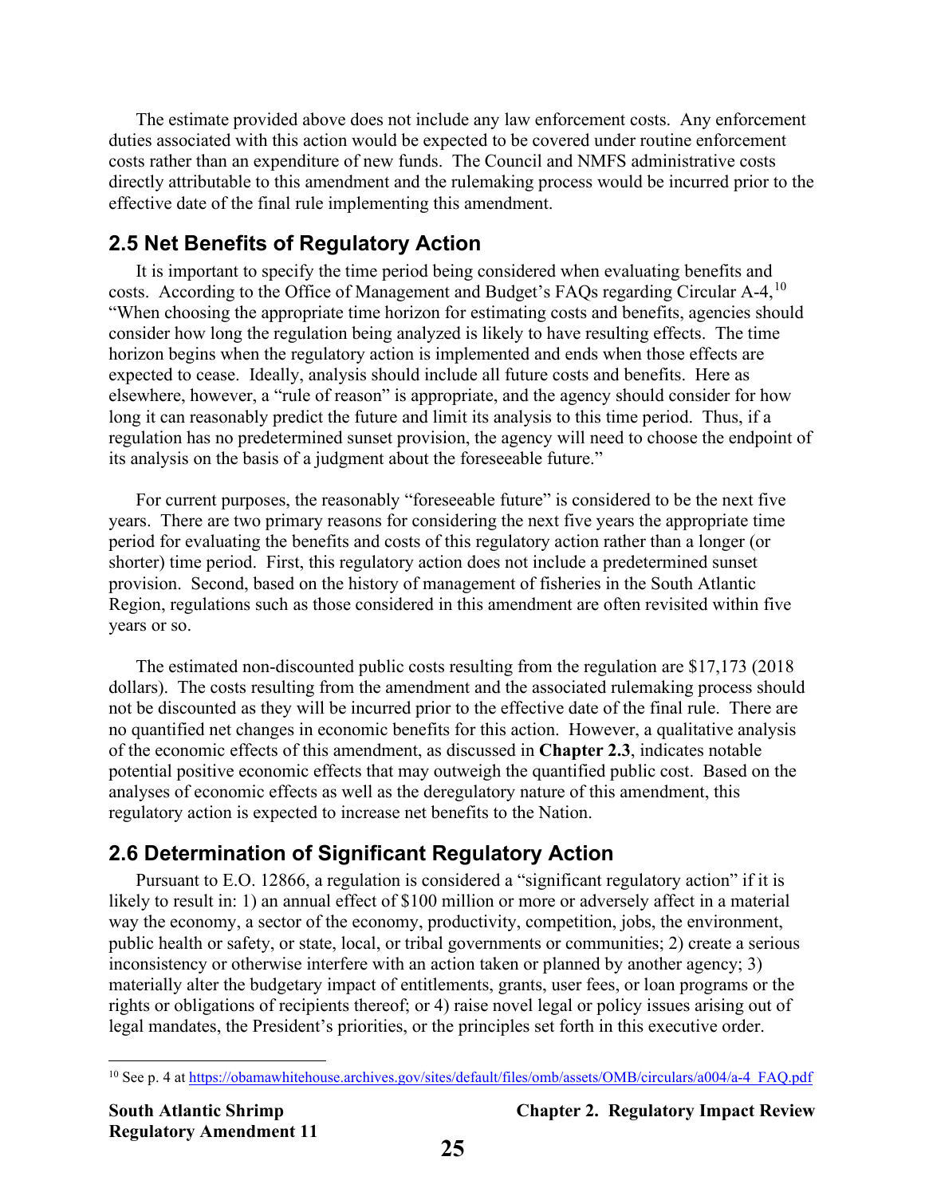The estimate provided above does not include any law enforcement costs. Any enforcement duties associated with this action would be expected to be covered under routine enforcement costs rather than an expenditure of new funds. The Council and NMFS administrative costs directly attributable to this amendment and the rulemaking process would be incurred prior to the effective date of the final rule implementing this amendment.

## 2.5 Net Benefits of Regulatory Action

It is important to specify the time period being considered when evaluating benefits and costs. According to the Office of Management and Budget's FAQs regarding Circular A-4,[10] "When choosing the appropriate time horizon for estimating costs and benefits, agencies should consider how long the regulation being analyzed is likely to have resulting effects. The time horizon begins when the regulatory action is implemented and ends when those effects are expected to cease. Ideally, analysis should include all future costs and benefits. Here as elsewhere, however, a "rule of reason" is appropriate, and the agency should consider for how long it can reasonably predict the future and limit its analysis to this time period. Thus, if a regulation has no predetermined sunset provision, the agency will need to choose the endpoint of its analysis on the basis of a judgment about the foreseeable future."

For current purposes, the reasonably "foreseeable future" is considered to be the next five years. There are two primary reasons for considering the next five years the appropriate time period for evaluating the benefits and costs of this regulatory action rather than a longer (or shorter) time period. First, this regulatory action does not include a predetermined sunset provision. Second, based on the history of management of fisheries in the South Atlantic Region, regulations such as those considered in this amendment are often revisited within five years or so.

The estimated non-discounted public costs resulting from the regulation are $17,173 (2018 dollars). The costs resulting from the amendment and the associated rulemaking process should not be discounted as they will be incurred prior to the effective date of the final rule. There are no quantified net changes in economic benefits for this action. However, a qualitative analysis of the economic effects of this amendment, as discussed in **Chapter 2.3**, indicates notable potential positive economic effects that may outweigh the quantified public cost. Based on the analyses of economic effects as well as the deregulatory nature of this amendment, this regulatory action is expected to increase net benefits to the Nation.

## 2.6 Determination of Significant Regulatory Action

Pursuant to E.O. 12866, a regulation is considered a "significant regulatory action" if it is likely to result in: 1) an annual effect of $100 million or more or adversely affect in a material way the economy, a sector of the economy, productivity, competition, jobs, the environment, public health or safety, or state, local, or tribal governments or communities; 2) create a serious inconsistency or otherwise interfere with an action taken or planned by another agency; 3) materially alter the budgetary impact of entitlements, grants, user fees, or loan programs or the rights or obligations of recipients thereof; or 4) raise novel legal or policy issues arising out of legal mandates, the President's priorities, or the principles set forth in this executive order.

[10] See p. 4 at https://obamawhitehouse.archives.gov/sites/default/files/omb/assets/OMB/circulars/a004/a-4_FAQ.pdf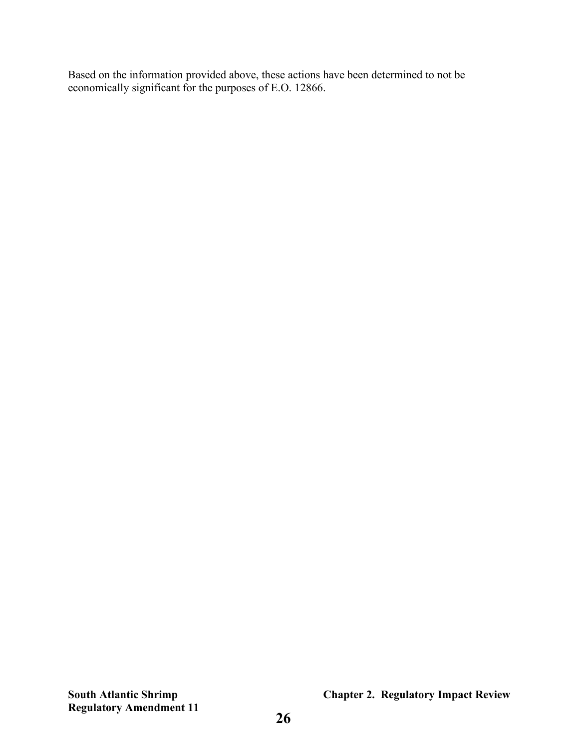Based on the information provided above, these actions have been determined to not be economically significant for the purposes of E.O. 12866.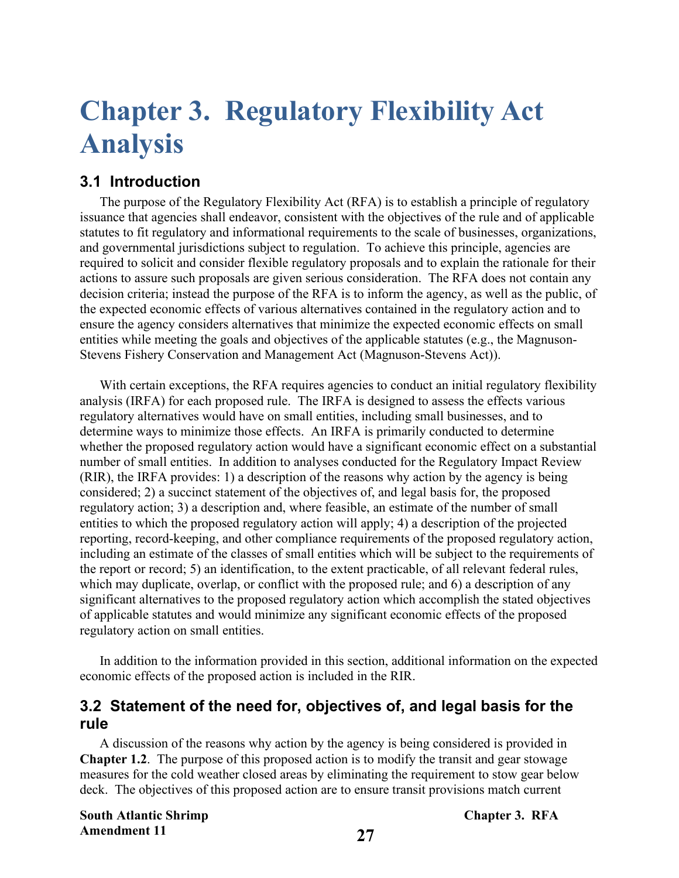# Chapter 3. Regulatory Flexibility Act Analysis

## 3.1 Introduction

The purpose of the Regulatory Flexibility Act (RFA) is to establish a principle of regulatory issuance that agencies shall endeavor, consistent with the objectives of the rule and of applicable statutes to fit regulatory and informational requirements to the scale of businesses, organizations, and governmental jurisdictions subject to regulation. To achieve this principle, agencies are required to solicit and consider flexible regulatory proposals and to explain the rationale for their actions to assure such proposals are given serious consideration. The RFA does not contain any decision criteria; instead the purpose of the RFA is to inform the agency, as well as the public, of the expected economic effects of various alternatives contained in the regulatory action and to ensure the agency considers alternatives that minimize the expected economic effects on small entities while meeting the goals and objectives of the applicable statutes (e.g., the Magnuson-Stevens Fishery Conservation and Management Act (Magnuson-Stevens Act)).

With certain exceptions, the RFA requires agencies to conduct an initial regulatory flexibility analysis (IRFA) for each proposed rule. The IRFA is designed to assess the effects various regulatory alternatives would have on small entities, including small businesses, and to determine ways to minimize those effects. An IRFA is primarily conducted to determine whether the proposed regulatory action would have a significant economic effect on a substantial number of small entities. In addition to analyses conducted for the Regulatory Impact Review (RIR), the IRFA provides: 1) a description of the reasons why action by the agency is being considered; 2) a succinct statement of the objectives of, and legal basis for, the proposed regulatory action; 3) a description and, where feasible, an estimate of the number of small entities to which the proposed regulatory action will apply; 4) a description of the projected reporting, record-keeping, and other compliance requirements of the proposed regulatory action, including an estimate of the classes of small entities which will be subject to the requirements of the report or record; 5) an identification, to the extent practicable, of all relevant federal rules, which may duplicate, overlap, or conflict with the proposed rule; and 6) a description of any significant alternatives to the proposed regulatory action which accomplish the stated objectives of applicable statutes and would minimize any significant economic effects of the proposed regulatory action on small entities.

In addition to the information provided in this section, additional information on the expected economic effects of the proposed action is included in the RIR.

## 3.2 Statement of the need for, objectives of, and legal basis for the rule

A discussion of the reasons why action by the agency is being considered is provided in **Chapter 1.2**. The purpose of this proposed action is to modify the transit and gear stowage measures for the cold weather closed areas by eliminating the requirement to stow gear below deck. The objectives of this proposed action are to ensure transit provisions match current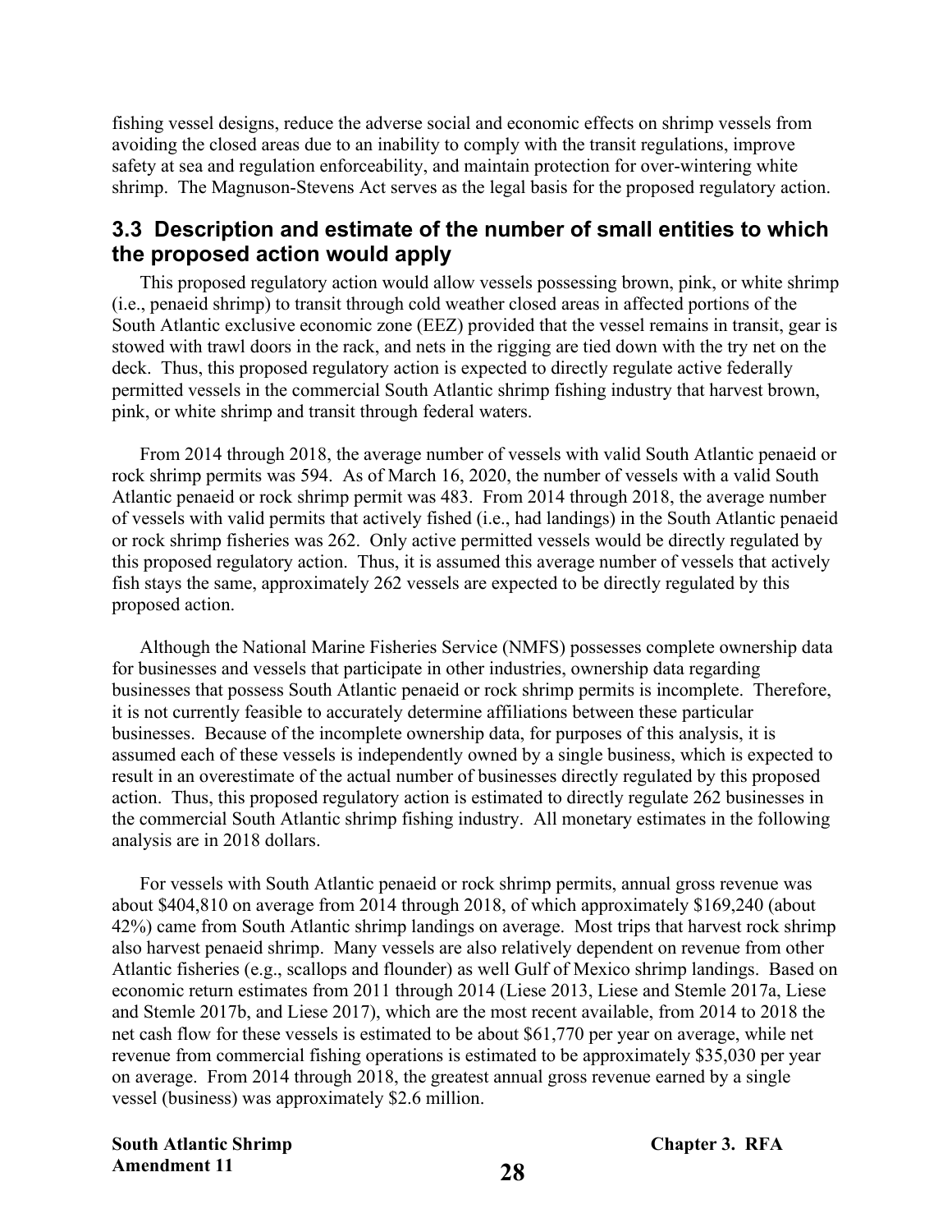fishing vessel designs, reduce the adverse social and economic effects on shrimp vessels from avoiding the closed areas due to an inability to comply with the transit regulations, improve safety at sea and regulation enforceability, and maintain protection for over-wintering white shrimp. The Magnuson-Stevens Act serves as the legal basis for the proposed regulatory action.

## 3.3 Description and estimate of the number of small entities to which the proposed action would apply

This proposed regulatory action would allow vessels possessing brown, pink, or white shrimp (i.e., penaeid shrimp) to transit through cold weather closed areas in affected portions of the South Atlantic exclusive economic zone (EEZ) provided that the vessel remains in transit, gear is stowed with trawl doors in the rack, and nets in the rigging are tied down with the try net on the deck. Thus, this proposed regulatory action is expected to directly regulate active federally permitted vessels in the commercial South Atlantic shrimp fishing industry that harvest brown, pink, or white shrimp and transit through federal waters.

From 2014 through 2018, the average number of vessels with valid South Atlantic penaeid or rock shrimp permits was 594. As of March 16, 2020, the number of vessels with a valid South Atlantic penaeid or rock shrimp permit was 483. From 2014 through 2018, the average number of vessels with valid permits that actively fished (i.e., had landings) in the South Atlantic penaeid or rock shrimp fisheries was 262. Only active permitted vessels would be directly regulated by this proposed regulatory action. Thus, it is assumed this average number of vessels that actively fish stays the same, approximately 262 vessels are expected to be directly regulated by this proposed action.

Although the National Marine Fisheries Service (NMFS) possesses complete ownership data for businesses and vessels that participate in other industries, ownership data regarding businesses that possess South Atlantic penaeid or rock shrimp permits is incomplete. Therefore, it is not currently feasible to accurately determine affiliations between these particular businesses. Because of the incomplete ownership data, for purposes of this analysis, it is assumed each of these vessels is independently owned by a single business, which is expected to result in an overestimate of the actual number of businesses directly regulated by this proposed action. Thus, this proposed regulatory action is estimated to directly regulate 262 businesses in the commercial South Atlantic shrimp fishing industry. All monetary estimates in the following analysis are in 2018 dollars.

For vessels with South Atlantic penaeid or rock shrimp permits, annual gross revenue was about $404,810 on average from 2014 through 2018, of which approximately $169,240 (about 42%) came from South Atlantic shrimp landings on average. Most trips that harvest rock shrimp also harvest penaeid shrimp. Many vessels are also relatively dependent on revenue from other Atlantic fisheries (e.g., scallops and flounder) as well Gulf of Mexico shrimp landings. Based on economic return estimates from 2011 through 2014 (Liese 2013, Liese and Stemle 2017a, Liese and Stemle 2017b, and Liese 2017), which are the most recent available, from 2014 to 2018 the net cash flow for these vessels is estimated to be about $61,770 per year on average, while net revenue from commercial fishing operations is estimated to be approximately $35,030 per year on average. From 2014 through 2018, the greatest annual gross revenue earned by a single vessel (business) was approximately $2.6 million.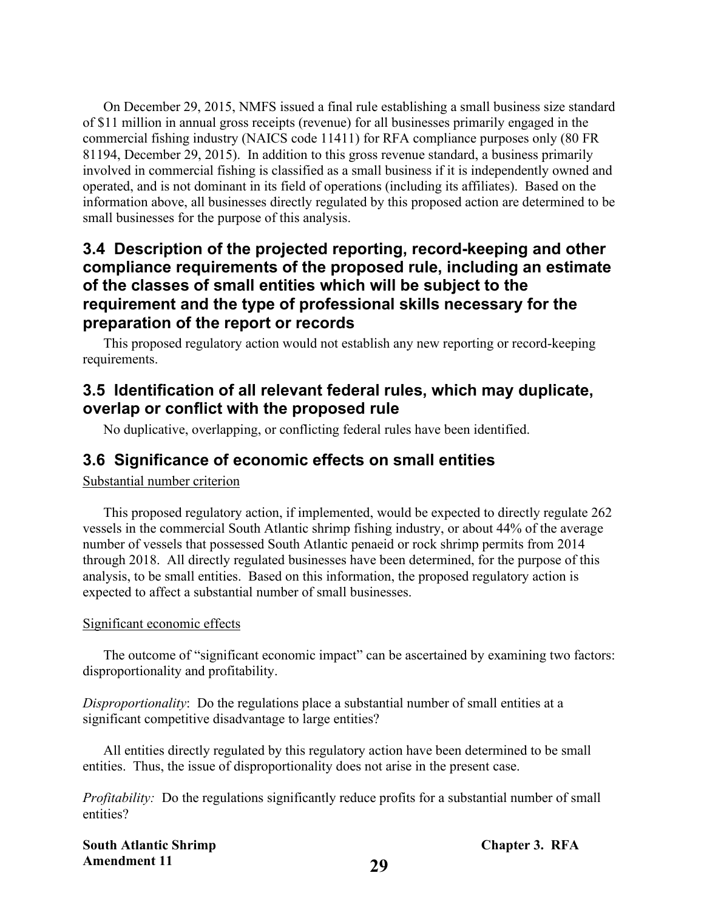On December 29, 2015, NMFS issued a final rule establishing a small business size standard of $11 million in annual gross receipts (revenue) for all businesses primarily engaged in the commercial fishing industry (NAICS code 11411) for RFA compliance purposes only (80 FR 81194, December 29, 2015). In addition to this gross revenue standard, a business primarily involved in commercial fishing is classified as a small business if it is independently owned and operated, and is not dominant in its field of operations (including its affiliates). Based on the information above, all businesses directly regulated by this proposed action are determined to be small businesses for the purpose of this analysis.

## 3.4 Description of the projected reporting, record-keeping and other compliance requirements of the proposed rule, including an estimate of the classes of small entities which will be subject to the requirement and the type of professional skills necessary for the preparation of the report or records

This proposed regulatory action would not establish any new reporting or record-keeping requirements.

## 3.5 Identification of all relevant federal rules, which may duplicate, overlap or conflict with the proposed rule

No duplicative, overlapping, or conflicting federal rules have been identified.

## 3.6 Significance of economic effects on small entities

Substantial number criterion

This proposed regulatory action, if implemented, would be expected to directly regulate 262 vessels in the commercial South Atlantic shrimp fishing industry, or about 44% of the average number of vessels that possessed South Atlantic penaeid or rock shrimp permits from 2014 through 2018. All directly regulated businesses have been determined, for the purpose of this analysis, to be small entities. Based on this information, the proposed regulatory action is expected to affect a substantial number of small businesses.

Significant economic effects

The outcome of "significant economic impact" can be ascertained by examining two factors: disproportionality and profitability.

*Disproportionality*: Do the regulations place a substantial number of small entities at a significant competitive disadvantage to large entities?

All entities directly regulated by this regulatory action have been determined to be small entities. Thus, the issue of disproportionality does not arise in the present case.

*Profitability:* Do the regulations significantly reduce profits for a substantial number of small entities?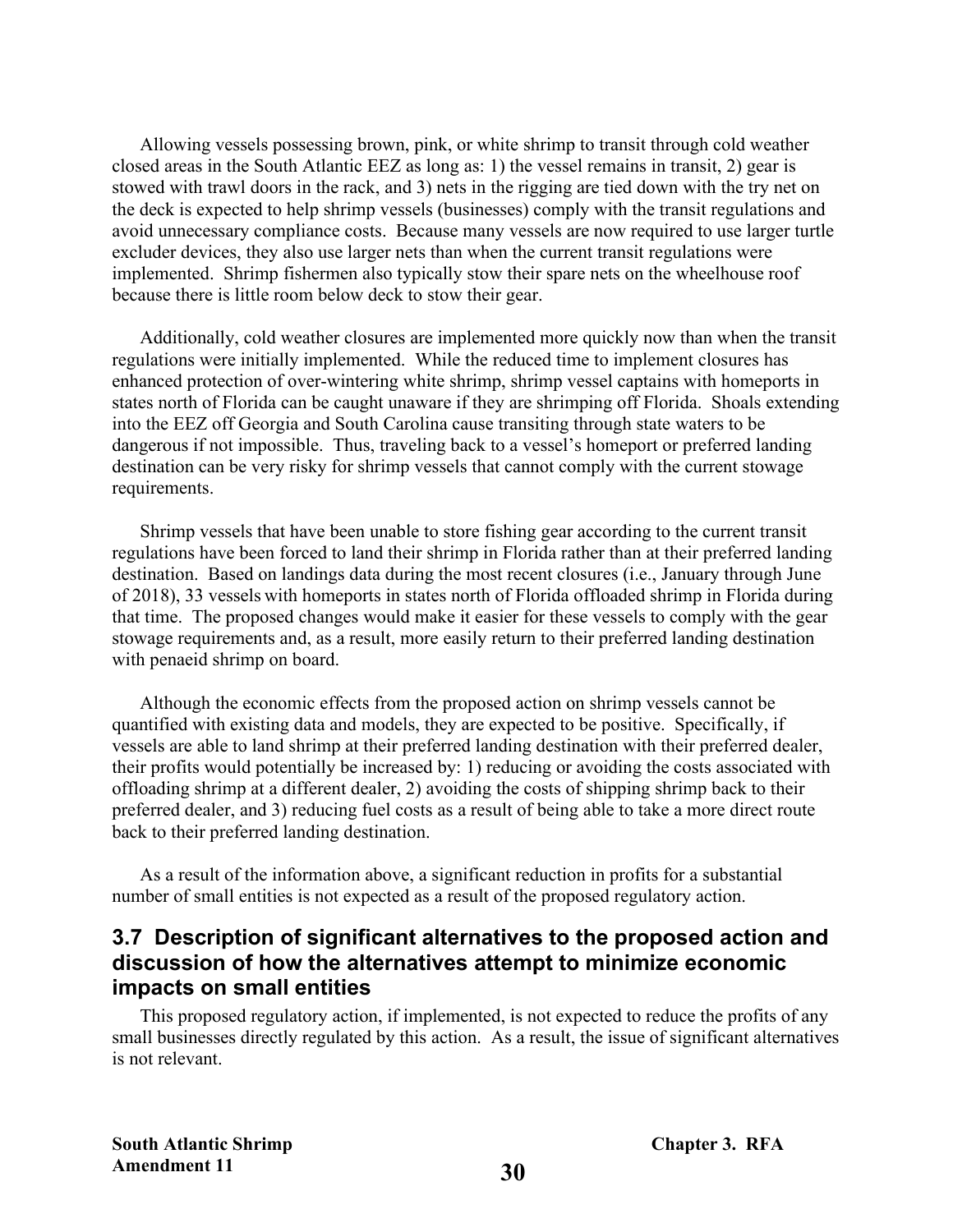Allowing vessels possessing brown, pink, or white shrimp to transit through cold weather closed areas in the South Atlantic EEZ as long as: 1) the vessel remains in transit, 2) gear is stowed with trawl doors in the rack, and 3) nets in the rigging are tied down with the try net on the deck is expected to help shrimp vessels (businesses) comply with the transit regulations and avoid unnecessary compliance costs. Because many vessels are now required to use larger turtle excluder devices, they also use larger nets than when the current transit regulations were implemented. Shrimp fishermen also typically stow their spare nets on the wheelhouse roof because there is little room below deck to stow their gear.

Additionally, cold weather closures are implemented more quickly now than when the transit regulations were initially implemented. While the reduced time to implement closures has enhanced protection of over-wintering white shrimp, shrimp vessel captains with homeports in states north of Florida can be caught unaware if they are shrimping off Florida. Shoals extending into the EEZ off Georgia and South Carolina cause transiting through state waters to be dangerous if not impossible. Thus, traveling back to a vessel's homeport or preferred landing destination can be very risky for shrimp vessels that cannot comply with the current stowage requirements.

Shrimp vessels that have been unable to store fishing gear according to the current transit regulations have been forced to land their shrimp in Florida rather than at their preferred landing destination. Based on landings data during the most recent closures (i.e., January through June of 2018), 33 vessels with homeports in states north of Florida offloaded shrimp in Florida during that time. The proposed changes would make it easier for these vessels to comply with the gear stowage requirements and, as a result, more easily return to their preferred landing destination with penaeid shrimp on board.

Although the economic effects from the proposed action on shrimp vessels cannot be quantified with existing data and models, they are expected to be positive. Specifically, if vessels are able to land shrimp at their preferred landing destination with their preferred dealer, their profits would potentially be increased by: 1) reducing or avoiding the costs associated with offloading shrimp at a different dealer, 2) avoiding the costs of shipping shrimp back to their preferred dealer, and 3) reducing fuel costs as a result of being able to take a more direct route back to their preferred landing destination.

As a result of the information above, a significant reduction in profits for a substantial number of small entities is not expected as a result of the proposed regulatory action.

## 3.7 Description of significant alternatives to the proposed action and discussion of how the alternatives attempt to minimize economic impacts on small entities

This proposed regulatory action, if implemented, is not expected to reduce the profits of any small businesses directly regulated by this action. As a result, the issue of significant alternatives is not relevant.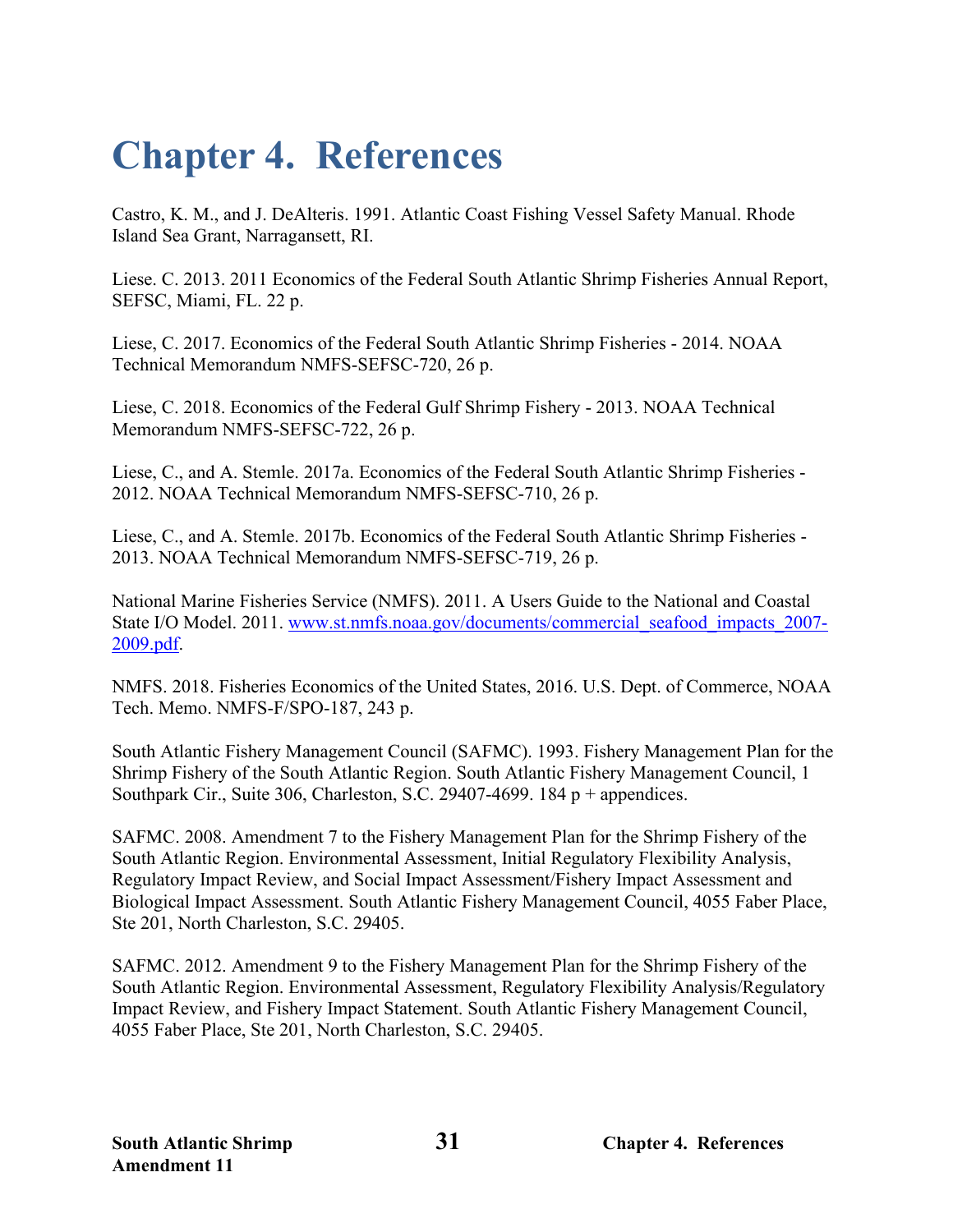# Chapter 4. References

Castro, K. M., and J. DeAlteris. 1991. Atlantic Coast Fishing Vessel Safety Manual. Rhode Island Sea Grant, Narragansett, RI.

Liese. C. 2013. 2011 Economics of the Federal South Atlantic Shrimp Fisheries Annual Report, SEFSC, Miami, FL. 22 p.

Liese, C. 2017. Economics of the Federal South Atlantic Shrimp Fisheries - 2014. NOAA Technical Memorandum NMFS-SEFSC-720, 26 p.

Liese, C. 2018. Economics of the Federal Gulf Shrimp Fishery - 2013. NOAA Technical Memorandum NMFS-SEFSC-722, 26 p.

Liese, C., and A. Stemle. 2017a. Economics of the Federal South Atlantic Shrimp Fisheries - 2012. NOAA Technical Memorandum NMFS-SEFSC-710, 26 p.

Liese, C., and A. Stemle. 2017b. Economics of the Federal South Atlantic Shrimp Fisheries - 2013. NOAA Technical Memorandum NMFS-SEFSC-719, 26 p.

National Marine Fisheries Service (NMFS). 2011. A Users Guide to the National and Coastal State I/O Model. 2011. [www.st.nmfs.noaa.gov/documents/commercial_seafood_impacts_2007-2009.pdf](www.st.nmfs.noaa.gov/documents/commercial_seafood_impacts_2007-2009.pdf).

NMFS. 2018. Fisheries Economics of the United States, 2016. U.S. Dept. of Commerce, NOAA Tech. Memo. NMFS-F/SPO-187, 243 p.

South Atlantic Fishery Management Council (SAFMC). 1993. Fishery Management Plan for the Shrimp Fishery of the South Atlantic Region. South Atlantic Fishery Management Council, 1 Southpark Cir., Suite 306, Charleston, S.C. 29407-4699. 184 p + appendices.

SAFMC. 2008. Amendment 7 to the Fishery Management Plan for the Shrimp Fishery of the South Atlantic Region. Environmental Assessment, Initial Regulatory Flexibility Analysis, Regulatory Impact Review, and Social Impact Assessment/Fishery Impact Assessment and Biological Impact Assessment. South Atlantic Fishery Management Council, 4055 Faber Place, Ste 201, North Charleston, S.C. 29405.

SAFMC. 2012. Amendment 9 to the Fishery Management Plan for the Shrimp Fishery of the South Atlantic Region. Environmental Assessment, Regulatory Flexibility Analysis/Regulatory Impact Review, and Fishery Impact Statement. South Atlantic Fishery Management Council, 4055 Faber Place, Ste 201, North Charleston, S.C. 29405.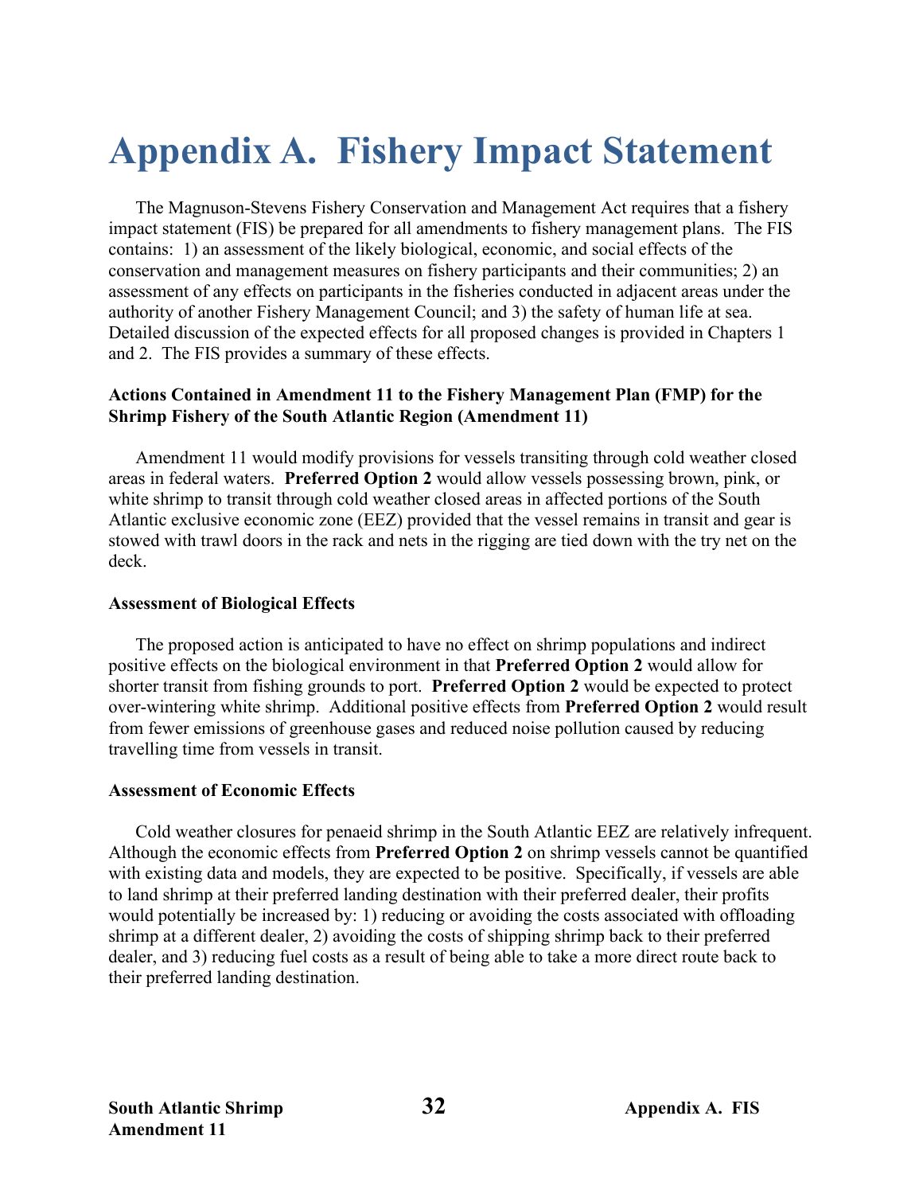# Appendix A. Fishery Impact Statement

The Magnuson-Stevens Fishery Conservation and Management Act requires that a fishery impact statement (FIS) be prepared for all amendments to fishery management plans. The FIS contains: 1) an assessment of the likely biological, economic, and social effects of the conservation and management measures on fishery participants and their communities; 2) an assessment of any effects on participants in the fisheries conducted in adjacent areas under the authority of another Fishery Management Council; and 3) the safety of human life at sea. Detailed discussion of the expected effects for all proposed changes is provided in Chapters 1 and 2. The FIS provides a summary of these effects.

**Actions Contained in Amendment 11 to the Fishery Management Plan (FMP) for the Shrimp Fishery of the South Atlantic Region (Amendment 11)**

Amendment 11 would modify provisions for vessels transiting through cold weather closed areas in federal waters. **Preferred Option 2** would allow vessels possessing brown, pink, or white shrimp to transit through cold weather closed areas in affected portions of the South Atlantic exclusive economic zone (EEZ) provided that the vessel remains in transit and gear is stowed with trawl doors in the rack and nets in the rigging are tied down with the try net on the deck.

**Assessment of Biological Effects**

The proposed action is anticipated to have no effect on shrimp populations and indirect positive effects on the biological environment in that **Preferred Option 2** would allow for shorter transit from fishing grounds to port. **Preferred Option 2** would be expected to protect over-wintering white shrimp. Additional positive effects from **Preferred Option 2** would result from fewer emissions of greenhouse gases and reduced noise pollution caused by reducing travelling time from vessels in transit.

**Assessment of Economic Effects**

Cold weather closures for penaeid shrimp in the South Atlantic EEZ are relatively infrequent. Although the economic effects from **Preferred Option 2** on shrimp vessels cannot be quantified with existing data and models, they are expected to be positive. Specifically, if vessels are able to land shrimp at their preferred landing destination with their preferred dealer, their profits would potentially be increased by: 1) reducing or avoiding the costs associated with offloading shrimp at a different dealer, 2) avoiding the costs of shipping shrimp back to their preferred dealer, and 3) reducing fuel costs as a result of being able to take a more direct route back to their preferred landing destination.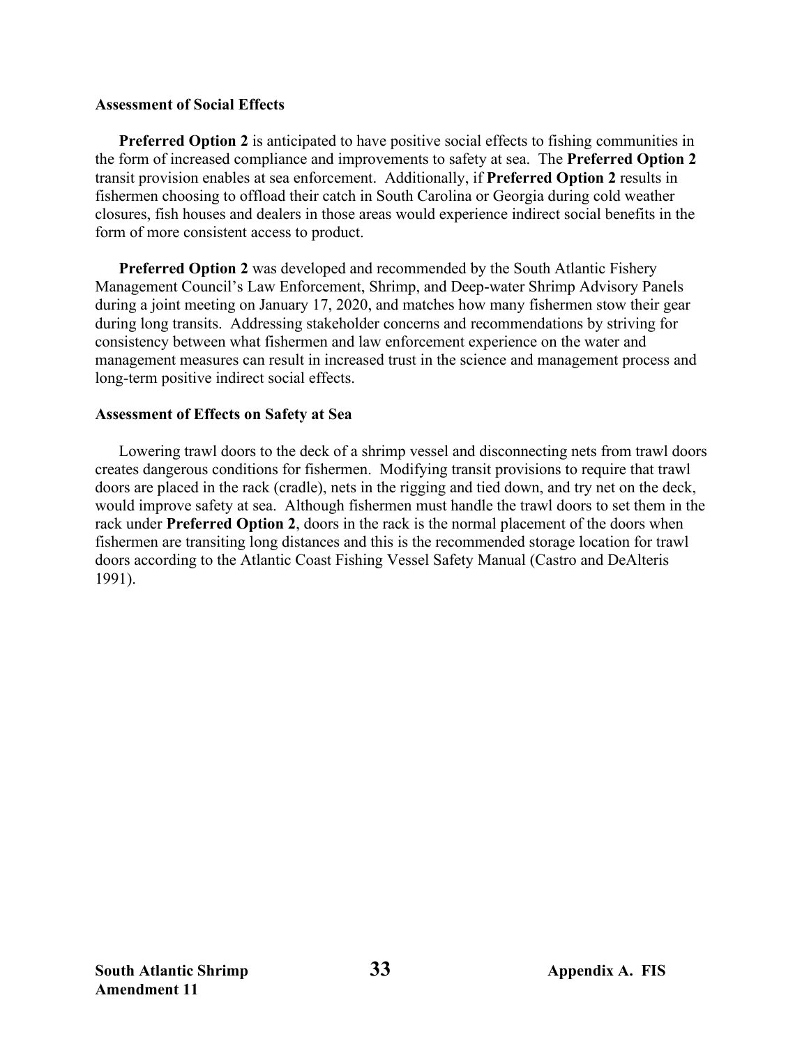**Assessment of Social Effects**

**Preferred Option 2** is anticipated to have positive social effects to fishing communities in the form of increased compliance and improvements to safety at sea. The **Preferred Option 2** transit provision enables at sea enforcement. Additionally, if **Preferred Option 2** results in fishermen choosing to offload their catch in South Carolina or Georgia during cold weather closures, fish houses and dealers in those areas would experience indirect social benefits in the form of more consistent access to product.

**Preferred Option 2** was developed and recommended by the South Atlantic Fishery Management Council's Law Enforcement, Shrimp, and Deep-water Shrimp Advisory Panels during a joint meeting on January 17, 2020, and matches how many fishermen stow their gear during long transits. Addressing stakeholder concerns and recommendations by striving for consistency between what fishermen and law enforcement experience on the water and management measures can result in increased trust in the science and management process and long-term positive indirect social effects.

**Assessment of Effects on Safety at Sea**

Lowering trawl doors to the deck of a shrimp vessel and disconnecting nets from trawl doors creates dangerous conditions for fishermen. Modifying transit provisions to require that trawl doors are placed in the rack (cradle), nets in the rigging and tied down, and try net on the deck, would improve safety at sea. Although fishermen must handle the trawl doors to set them in the rack under **Preferred Option 2**, doors in the rack is the normal placement of the doors when fishermen are transiting long distances and this is the recommended storage location for trawl doors according to the Atlantic Coast Fishing Vessel Safety Manual (Castro and DeAlteris 1991).